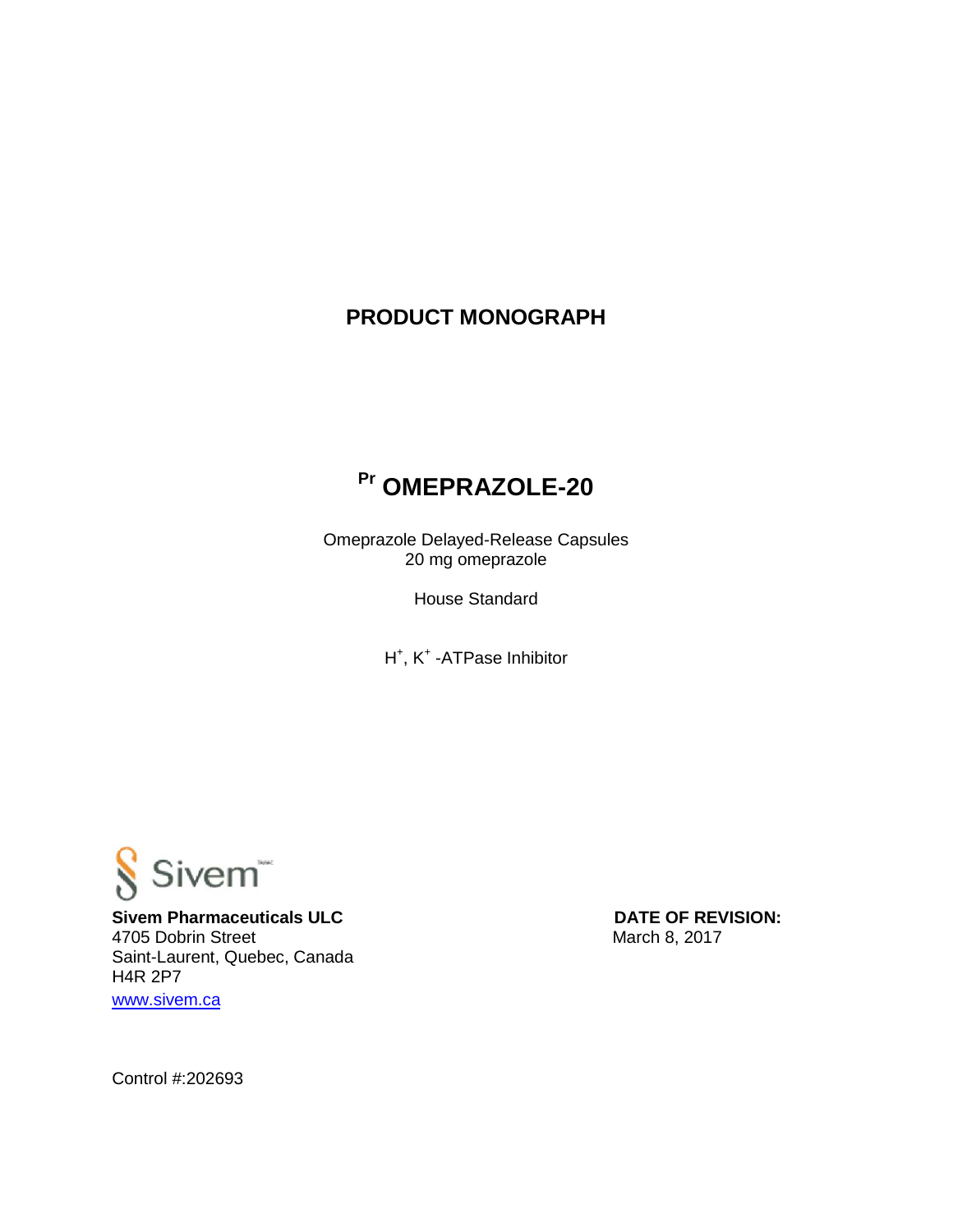# PRODUCT MONOGRAPH

## Pr OMEPRAZOLE-20

Omeprazole Delayed-Release Capsules
20 mg omeprazole

House Standard

$H^+$, $K^+$ -ATPase Inhibitor

Sivem

**Sivem Pharmaceuticals ULC**
4705 Dobrin Street
Saint-Laurent, Quebec, Canada
H4R 2P7
www.sivem.ca

**DATE OF REVISION:**
March 8, 2017

Control #:202693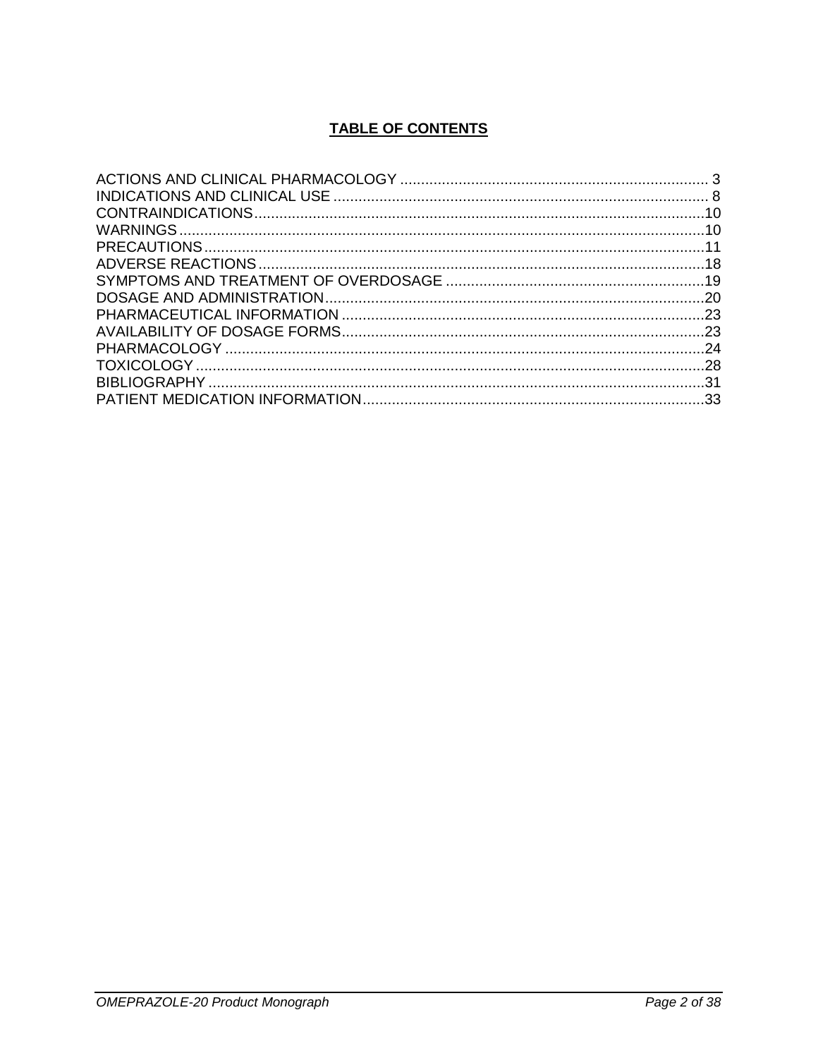# TABLE OF CONTENTS

ACTIONS AND CLINICAL PHARMACOLOGY .......................................................................... 3
INDICATIONS AND CLINICAL USE .......................................................................... 8
CONTRAINDICATIONS..........................................................................................10
WARNINGS..........................................................................................10
PRECAUTIONS..........................................................................................11
ADVERSE REACTIONS..........................................................................................18
SYMPTOMS AND TREATMENT OF OVERDOSAGE ..............................................................19
DOSAGE AND ADMINISTRATION..........................................................................................20
PHARMACEUTICAL INFORMATION ..........................................................................................23
AVAILABILITY OF DOSAGE FORMS..........................................................................................23
PHARMACOLOGY ..........................................................................................24
TOXICOLOGY..........................................................................................28
BIBLIOGRAPHY ..........................................................................................31
PATIENT MEDICATION INFORMATION..........................................................................................33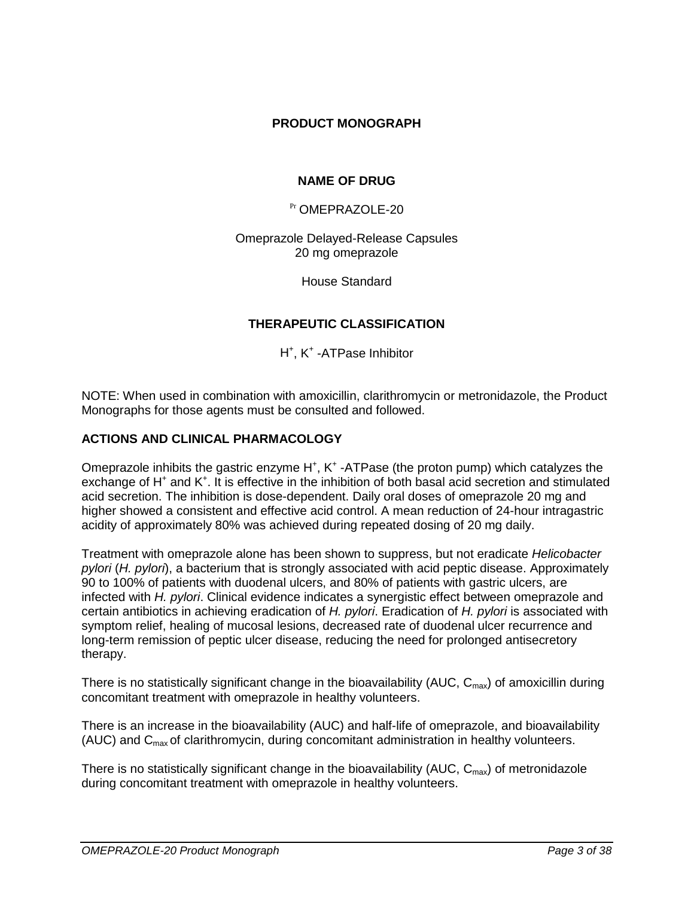# PRODUCT MONOGRAPH

## NAME OF DRUG

Pr OMEPRAZOLE-20

Omeprazole Delayed-Release Capsules
20 mg omeprazole

House Standard

## THERAPEUTIC CLASSIFICATION

$H^+$, $K^+$ -ATPase Inhibitor

NOTE: When used in combination with amoxicillin, clarithromycin or metronidazole, the Product Monographs for those agents must be consulted and followed.

## ACTIONS AND CLINICAL PHARMACOLOGY

Omeprazole inhibits the gastric enzyme $H^+$, $K^+$ -ATPase (the proton pump) which catalyzes the exchange of $H^+$ and $K^+$. It is effective in the inhibition of both basal acid secretion and stimulated acid secretion. The inhibition is dose-dependent. Daily oral doses of omeprazole 20 mg and higher showed a consistent and effective acid control. A mean reduction of 24-hour intragastric acidity of approximately 80% was achieved during repeated dosing of 20 mg daily.

Treatment with omeprazole alone has been shown to suppress, but not eradicate *Helicobacter pylori* (*H. pylori*), a bacterium that is strongly associated with acid peptic disease. Approximately 90 to 100% of patients with duodenal ulcers, and 80% of patients with gastric ulcers, are infected with *H. pylori*. Clinical evidence indicates a synergistic effect between omeprazole and certain antibiotics in achieving eradication of *H. pylori*. Eradication of *H. pylori* is associated with symptom relief, healing of mucosal lesions, decreased rate of duodenal ulcer recurrence and long-term remission of peptic ulcer disease, reducing the need for prolonged antisecretory therapy.

There is no statistically significant change in the bioavailability (AUC, $C_{max}$) of amoxicillin during concomitant treatment with omeprazole in healthy volunteers.

There is an increase in the bioavailability (AUC) and half-life of omeprazole, and bioavailability (AUC) and $C_{max}$ of clarithromycin, during concomitant administration in healthy volunteers.

There is no statistically significant change in the bioavailability (AUC, $C_{max}$) of metronidazole during concomitant treatment with omeprazole in healthy volunteers.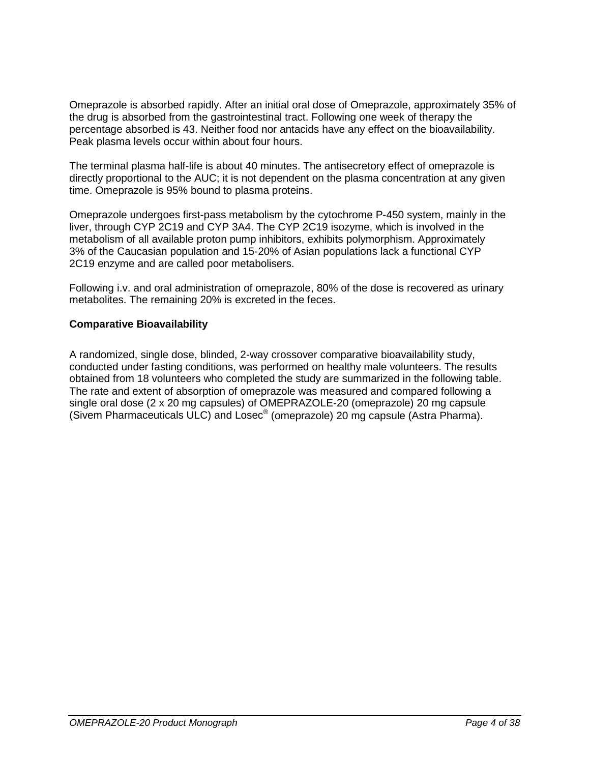Omeprazole is absorbed rapidly. After an initial oral dose of Omeprazole, approximately 35% of the drug is absorbed from the gastrointestinal tract. Following one week of therapy the percentage absorbed is 43. Neither food nor antacids have any effect on the bioavailability. Peak plasma levels occur within about four hours.

The terminal plasma half-life is about 40 minutes. The antisecretory effect of omeprazole is directly proportional to the AUC; it is not dependent on the plasma concentration at any given time. Omeprazole is 95% bound to plasma proteins.

Omeprazole undergoes first-pass metabolism by the cytochrome P-450 system, mainly in the liver, through CYP 2C19 and CYP 3A4. The CYP 2C19 isozyme, which is involved in the metabolism of all available proton pump inhibitors, exhibits polymorphism. Approximately 3% of the Caucasian population and 15-20% of Asian populations lack a functional CYP 2C19 enzyme and are called poor metabolisers.

Following i.v. and oral administration of omeprazole, 80% of the dose is recovered as urinary metabolites. The remaining 20% is excreted in the feces.

**Comparative Bioavailability**

A randomized, single dose, blinded, 2-way crossover comparative bioavailability study, conducted under fasting conditions, was performed on healthy male volunteers. The results obtained from 18 volunteers who completed the study are summarized in the following table. The rate and extent of absorption of omeprazole was measured and compared following a single oral dose (2 x 20 mg capsules) of OMEPRAZOLE-20 (omeprazole) 20 mg capsule (Sivem Pharmaceuticals ULC) and Losec® (omeprazole) 20 mg capsule (Astra Pharma).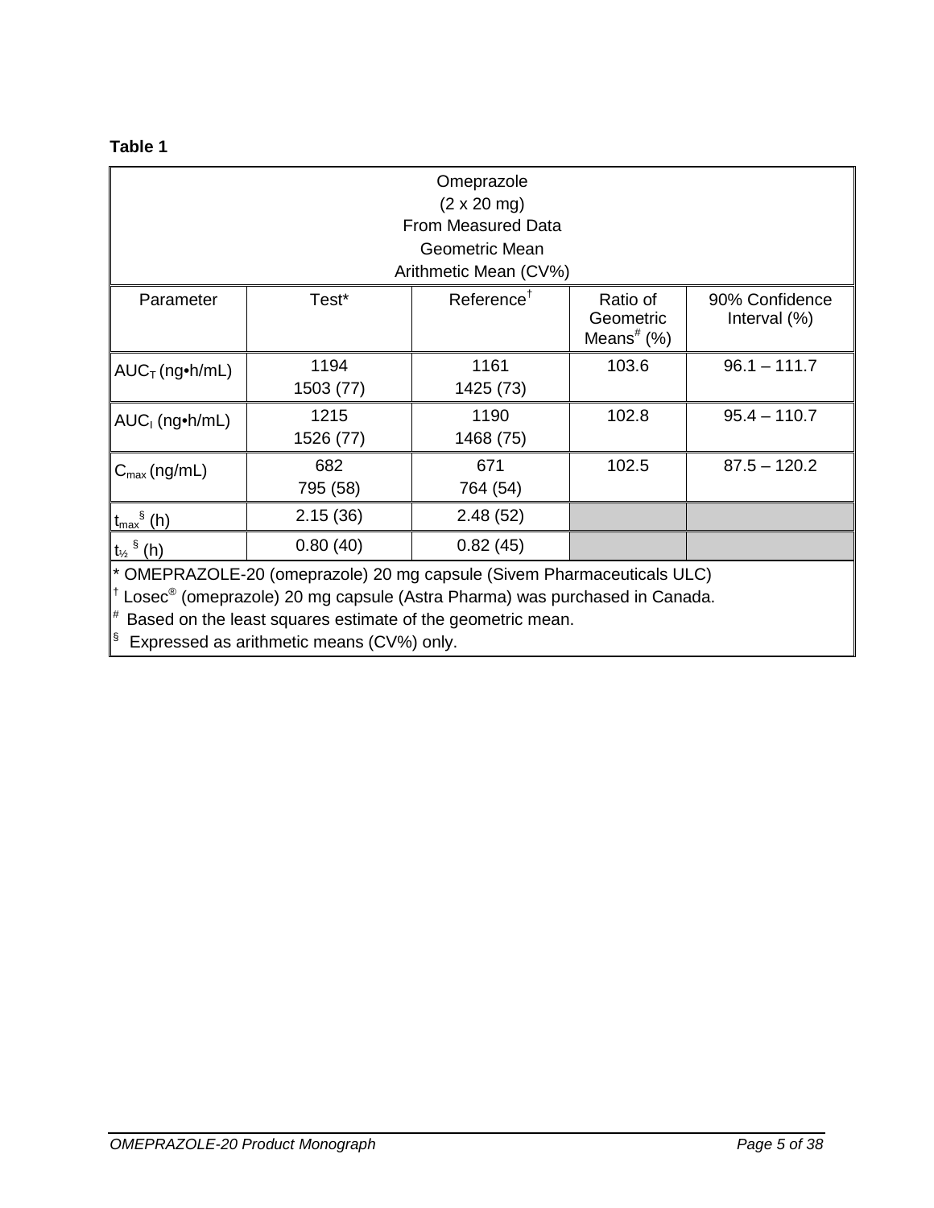**Table 1**

| Omeprazole<br>(2 x 20 mg)<br>From Measured Data<br>Geometric Mean<br>Arithmetic Mean (CV%) | | | | |
|---|---|---|---|---|
| Parameter | Test* | Reference† | Ratio of Geometric Means# (%) | 90% Confidence Interval (%) |
| $AUC_T$ (ng•h/mL) | 1194<br>1503 (77) | 1161<br>1425 (73) | 103.6 | 96.1 – 111.7 |
| $AUC_I$ (ng•h/mL) | 1215<br>1526 (77) | 1190<br>1468 (75) | 102.8 | 95.4 – 110.7 |
| $C_{max}$ (ng/mL) | 682<br>795 (58) | 671<br>764 (54) | 102.5 | 87.5 – 120.2 |
| $t_{max}$§ (h) | 2.15 (36) | 2.48 (52) | | |
| $t_{½}$§ (h) | 0.80 (40) | 0.82 (45) | | |

\* OMEPRAZOLE-20 (omeprazole) 20 mg capsule (Sivem Pharmaceuticals ULC)
† Losec® (omeprazole) 20 mg capsule (Astra Pharma) was purchased in Canada.
# Based on the least squares estimate of the geometric mean.
§ Expressed as arithmetic means (CV%) only.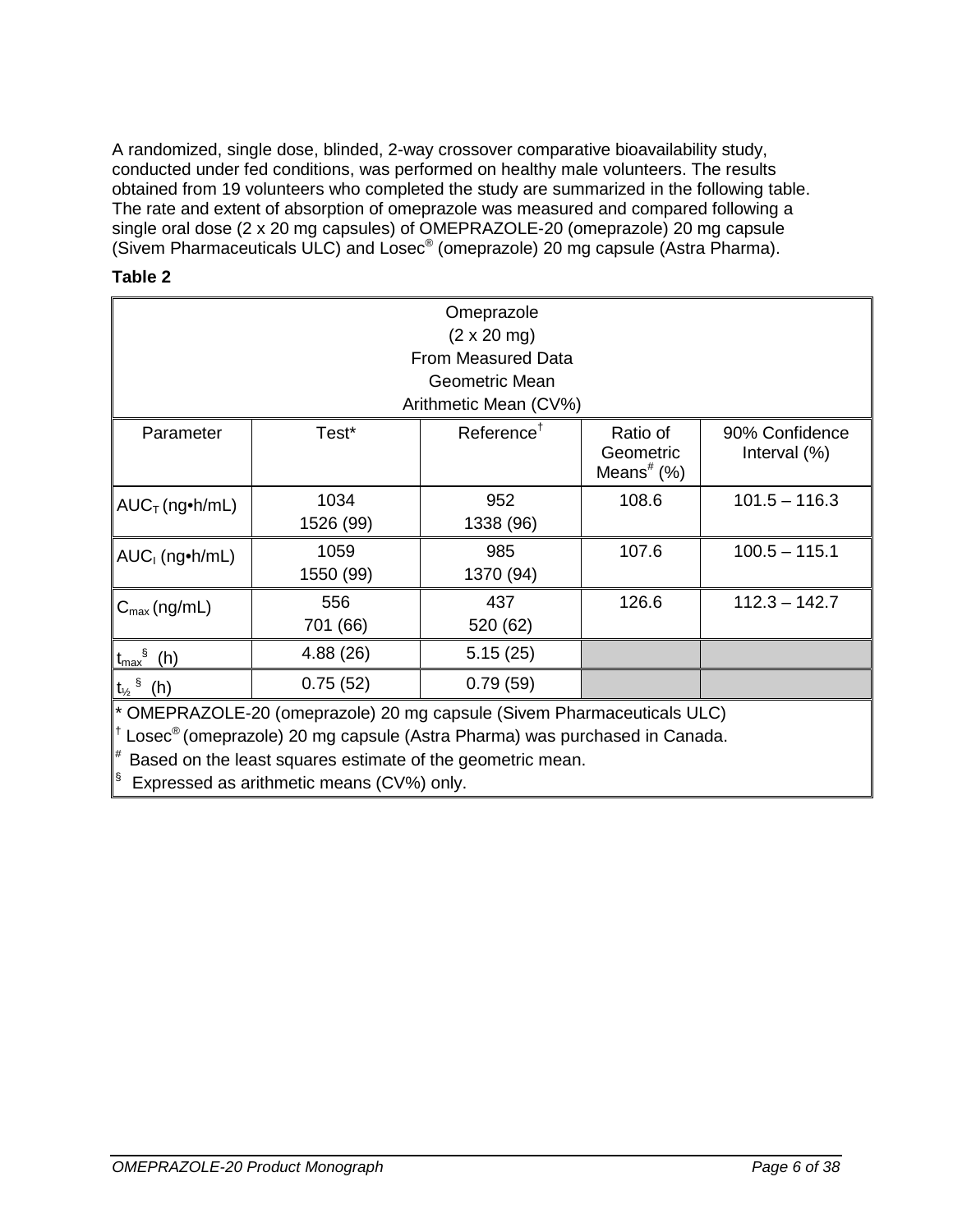A randomized, single dose, blinded, 2-way crossover comparative bioavailability study, conducted under fed conditions, was performed on healthy male volunteers. The results obtained from 19 volunteers who completed the study are summarized in the following table. The rate and extent of absorption of omeprazole was measured and compared following a single oral dose (2 x 20 mg capsules) of OMEPRAZOLE-20 (omeprazole) 20 mg capsule (Sivem Pharmaceuticals ULC) and Losec® (omeprazole) 20 mg capsule (Astra Pharma).

**Table 2**

| Omeprazole<br>(2 x 20 mg)<br>From Measured Data<br>Geometric Mean<br>Arithmetic Mean (CV%) | | | | |
|---|---|---|---|---|
| Parameter | Test* | Reference† | Ratio of Geometric Means# (%) | 90% Confidence Interval (%) |
| $AUC_T$ (ng•h/mL) | 1034<br>1526 (99) | 952<br>1338 (96) | 108.6 | 101.5 – 116.3 |
| $AUC_I$ (ng•h/mL) | 1059<br>1550 (99) | 985<br>1370 (94) | 107.6 | 100.5 – 115.1 |
| $C_{max}$ (ng/mL) | 556<br>701 (66) | 437<br>520 (62) | 126.6 | 112.3 – 142.7 |
| $t_{max}$§ (h) | 4.88 (26) | 5.15 (25) | | |
| $t_{½}$§ (h) | 0.75 (52) | 0.79 (59) | | |

\* OMEPRAZOLE-20 (omeprazole) 20 mg capsule (Sivem Pharmaceuticals ULC)
† Losec® (omeprazole) 20 mg capsule (Astra Pharma) was purchased in Canada.
\# Based on the least squares estimate of the geometric mean.
§ Expressed as arithmetic means (CV%) only.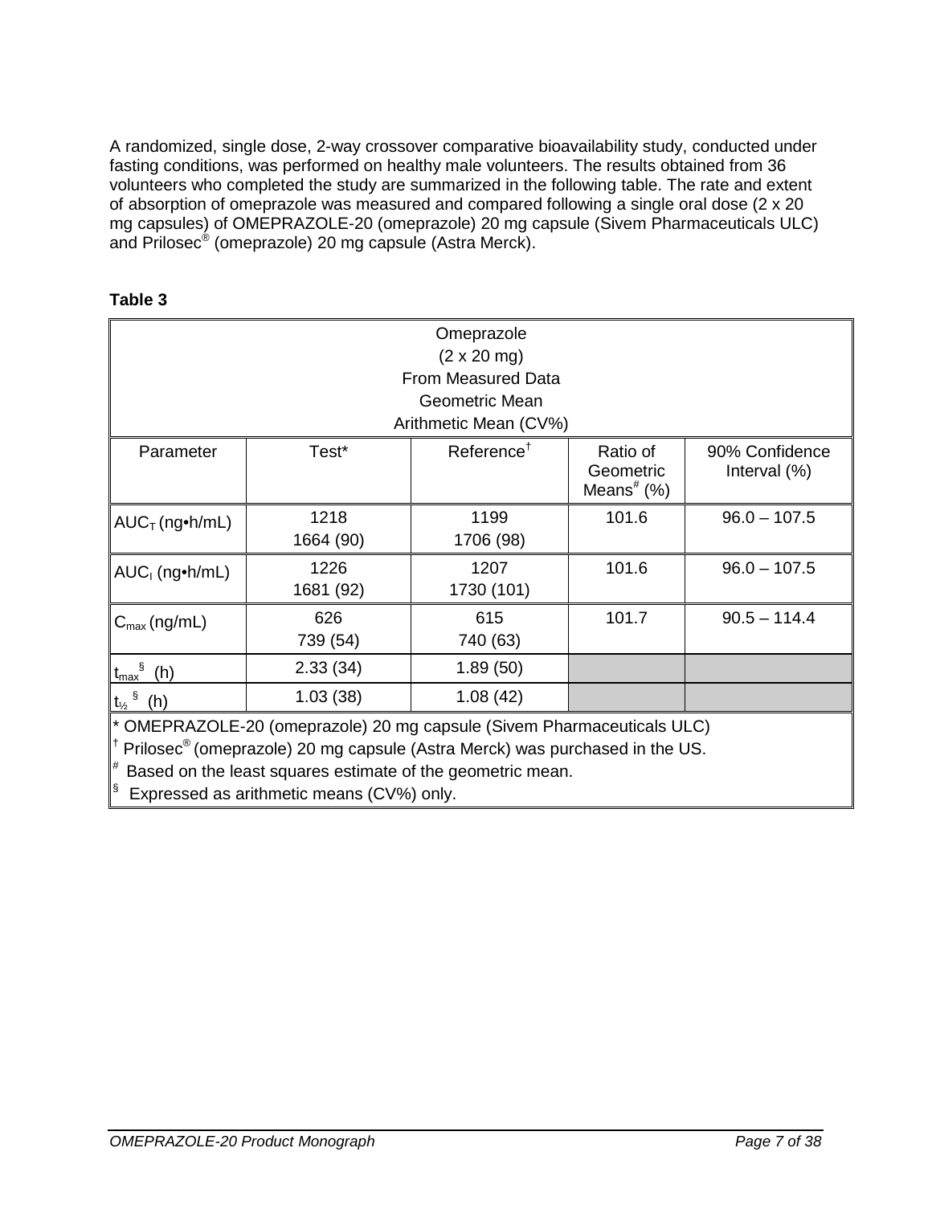A randomized, single dose, 2-way crossover comparative bioavailability study, conducted under fasting conditions, was performed on healthy male volunteers. The results obtained from 36 volunteers who completed the study are summarized in the following table. The rate and extent of absorption of omeprazole was measured and compared following a single oral dose (2 x 20 mg capsules) of OMEPRAZOLE-20 (omeprazole) 20 mg capsule (Sivem Pharmaceuticals ULC) and Prilosec® (omeprazole) 20 mg capsule (Astra Merck).

**Table 3**

| Omeprazole<br>(2 x 20 mg)<br>From Measured Data<br>Geometric Mean<br>Arithmetic Mean (CV%) | | | | |
|---|---|---|---|---|
| Parameter | Test* | Reference† | Ratio of Geometric Means# (%) | 90% Confidence Interval (%) |
| $AUC_T$ (ng•h/mL) | 1218<br>1664 (90) | 1199<br>1706 (98) | 101.6 | 96.0 – 107.5 |
| $AUC_I$ (ng•h/mL) | 1226<br>1681 (92) | 1207<br>1730 (101) | 101.6 | 96.0 – 107.5 |
| $C_{max}$ (ng/mL) | 626<br>739 (54) | 615<br>740 (63) | 101.7 | 90.5 – 114.4 |
| $t_{max}$§ (h) | 2.33 (34) | 1.89 (50) | | |
| $t_{½}$§ (h) | 1.03 (38) | 1.08 (42) | | |

\* OMEPRAZOLE-20 (omeprazole) 20 mg capsule (Sivem Pharmaceuticals ULC)
† Prilosec® (omeprazole) 20 mg capsule (Astra Merck) was purchased in the US.
\# Based on the least squares estimate of the geometric mean.
§ Expressed as arithmetic means (CV%) only.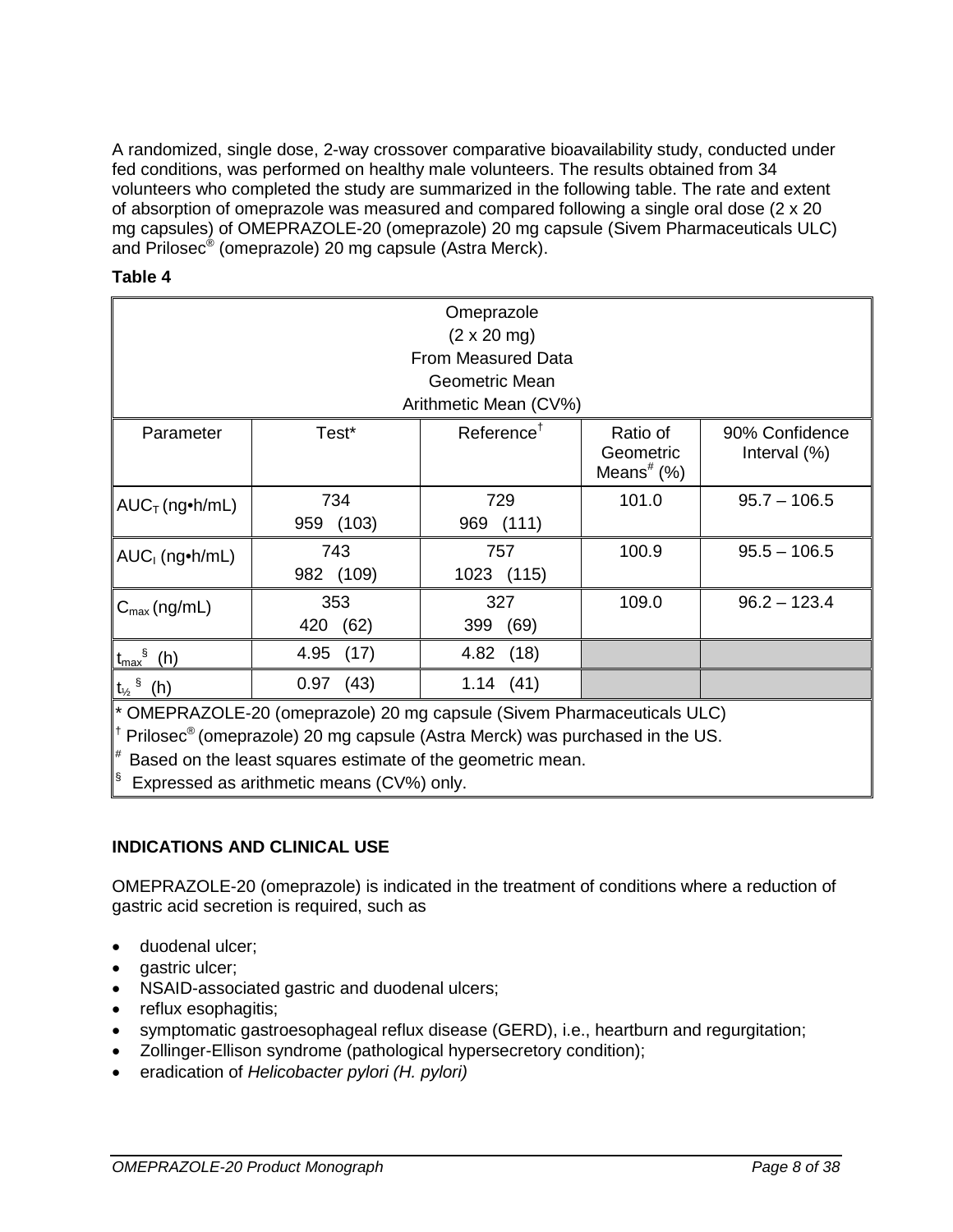A randomized, single dose, 2-way crossover comparative bioavailability study, conducted under fed conditions, was performed on healthy male volunteers. The results obtained from 34 volunteers who completed the study are summarized in the following table. The rate and extent of absorption of omeprazole was measured and compared following a single oral dose (2 x 20 mg capsules) of OMEPRAZOLE-20 (omeprazole) 20 mg capsule (Sivem Pharmaceuticals ULC) and Prilosec® (omeprazole) 20 mg capsule (Astra Merck).

**Table 4**

| Omeprazole<br>(2 x 20 mg)<br>From Measured Data<br>Geometric Mean<br>Arithmetic Mean (CV%) | | | | |
|---|---|---|---|---|
| Parameter | Test* | Reference† | Ratio of Geometric Means# (%) | 90% Confidence Interval (%) |
| $AUC_T$ (ng•h/mL) | 734<br>959 (103) | 729<br>969 (111) | 101.0 | 95.7 – 106.5 |
| $AUC_I$ (ng•h/mL) | 743<br>982 (109) | 757<br>1023 (115) | 100.9 | 95.5 – 106.5 |
| $C_{max}$ (ng/mL) | 353<br>420 (62) | 327<br>399 (69) | 109.0 | 96.2 – 123.4 |
| $t_{max}$§ (h) | 4.95 (17) | 4.82 (18) | | |
| $t_{½}$§ (h) | 0.97 (43) | 1.14 (41) | | |

\* OMEPRAZOLE-20 (omeprazole) 20 mg capsule (Sivem Pharmaceuticals ULC)
† Prilosec® (omeprazole) 20 mg capsule (Astra Merck) was purchased in the US.
# Based on the least squares estimate of the geometric mean.
§ Expressed as arithmetic means (CV%) only.

## INDICATIONS AND CLINICAL USE

OMEPRAZOLE-20 (omeprazole) is indicated in the treatment of conditions where a reduction of gastric acid secretion is required, such as

- duodenal ulcer;
- gastric ulcer;
- NSAID-associated gastric and duodenal ulcers;
- reflux esophagitis;
- symptomatic gastroesophageal reflux disease (GERD), i.e., heartburn and regurgitation;
- Zollinger-Ellison syndrome (pathological hypersecretory condition);
- eradication of *Helicobacter pylori (H. pylori)*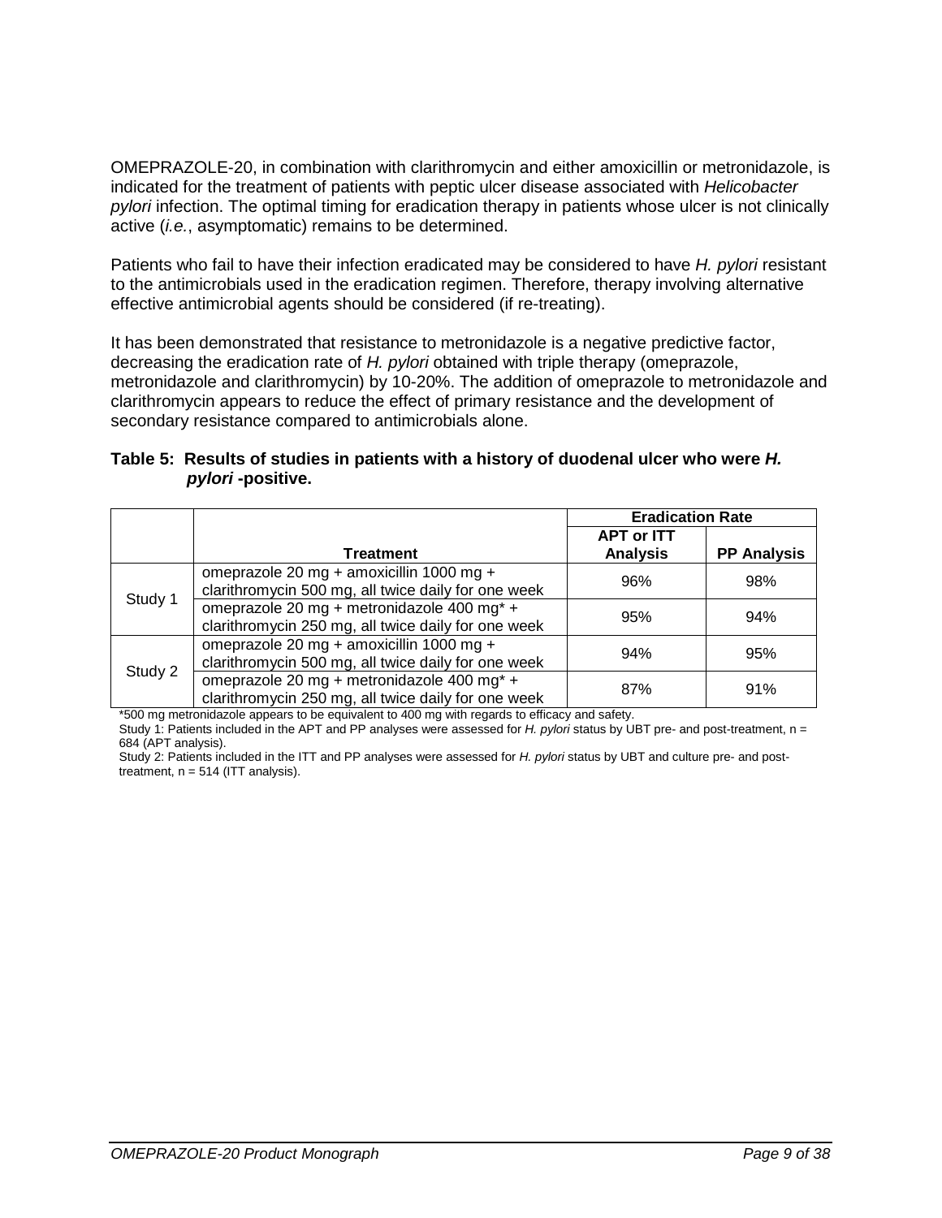OMEPRAZOLE-20, in combination with clarithromycin and either amoxicillin or metronidazole, is indicated for the treatment of patients with peptic ulcer disease associated with *Helicobacter pylori* infection. The optimal timing for eradication therapy in patients whose ulcer is not clinically active (*i.e.*, asymptomatic) remains to be determined.

Patients who fail to have their infection eradicated may be considered to have *H. pylori* resistant to the antimicrobials used in the eradication regimen. Therefore, therapy involving alternative effective antimicrobial agents should be considered (if re-treating).

It has been demonstrated that resistance to metronidazole is a negative predictive factor, decreasing the eradication rate of *H. pylori* obtained with triple therapy (omeprazole, metronidazole and clarithromycin) by 10-20%. The addition of omeprazole to metronidazole and clarithromycin appears to reduce the effect of primary resistance and the development of secondary resistance compared to antimicrobials alone.

**Table 5: Results of studies in patients with a history of duodenal ulcer who were *H. pylori* -positive.**

| | | Eradication Rate | |
|---|---|---|---|
| | **Treatment** | **APT or ITT Analysis** | **PP Analysis** |
| Study 1 | omeprazole 20 mg + amoxicillin 1000 mg + clarithromycin 500 mg, all twice daily for one week | 96% | 98% |
| | omeprazole 20 mg + metronidazole 400 mg* + clarithromycin 250 mg, all twice daily for one week | 95% | 94% |
| Study 2 | omeprazole 20 mg + amoxicillin 1000 mg + clarithromycin 500 mg, all twice daily for one week | 94% | 95% |
| | omeprazole 20 mg + metronidazole 400 mg* + clarithromycin 250 mg, all twice daily for one week | 87% | 91% |

*500 mg metronidazole appears to be equivalent to 400 mg with regards to efficacy and safety.

Study 1: Patients included in the APT and PP analyses were assessed for *H. pylori* status by UBT pre- and post-treatment, n = 684 (APT analysis).

Study 2: Patients included in the ITT and PP analyses were assessed for *H. pylori* status by UBT and culture pre- and post-treatment, n = 514 (ITT analysis).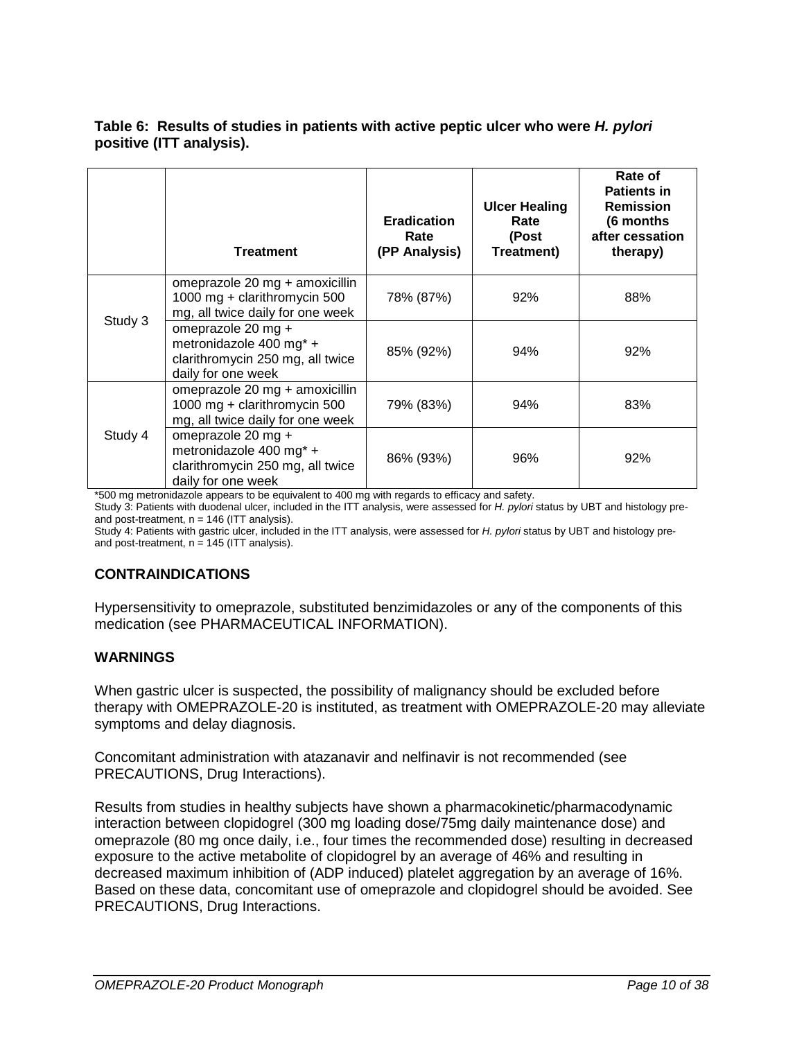**Table 6: Results of studies in patients with active peptic ulcer who were *H. pylori* positive (ITT analysis).**

| | Treatment | Eradication Rate (PP Analysis) | Ulcer Healing Rate (Post Treatment) | Rate of Patients in Remission (6 months after cessation therapy) |
|---|---|---|---|---|
| Study 3 | omeprazole 20 mg + amoxicillin 1000 mg + clarithromycin 500 mg, all twice daily for one week | 78% (87%) | 92% | 88% |
| | omeprazole 20 mg + metronidazole 400 mg* + clarithromycin 250 mg, all twice daily for one week | 85% (92%) | 94% | 92% |
| Study 4 | omeprazole 20 mg + amoxicillin 1000 mg + clarithromycin 500 mg, all twice daily for one week | 79% (83%) | 94% | 83% |
| | omeprazole 20 mg + metronidazole 400 mg* + clarithromycin 250 mg, all twice daily for one week | 86% (93%) | 96% | 92% |

*500 mg metronidazole appears to be equivalent to 400 mg with regards to efficacy and safety.

Study 3: Patients with duodenal ulcer, included in the ITT analysis, were assessed for *H. pylori* status by UBT and histology pre- and post-treatment, n = 146 (ITT analysis).

Study 4: Patients with gastric ulcer, included in the ITT analysis, were assessed for *H. pylori* status by UBT and histology pre- and post-treatment, n = 145 (ITT analysis).

## CONTRAINDICATIONS

Hypersensitivity to omeprazole, substituted benzimidazoles or any of the components of this medication (see PHARMACEUTICAL INFORMATION).

## WARNINGS

When gastric ulcer is suspected, the possibility of malignancy should be excluded before therapy with OMEPRAZOLE-20 is instituted, as treatment with OMEPRAZOLE-20 may alleviate symptoms and delay diagnosis.

Concomitant administration with atazanavir and nelfinavir is not recommended (see PRECAUTIONS, Drug Interactions).

Results from studies in healthy subjects have shown a pharmacokinetic/pharmacodynamic interaction between clopidogrel (300 mg loading dose/75mg daily maintenance dose) and omeprazole (80 mg once daily, i.e., four times the recommended dose) resulting in decreased exposure to the active metabolite of clopidogrel by an average of 46% and resulting in decreased maximum inhibition of (ADP induced) platelet aggregation by an average of 16%. Based on these data, concomitant use of omeprazole and clopidogrel should be avoided. See PRECAUTIONS, Drug Interactions.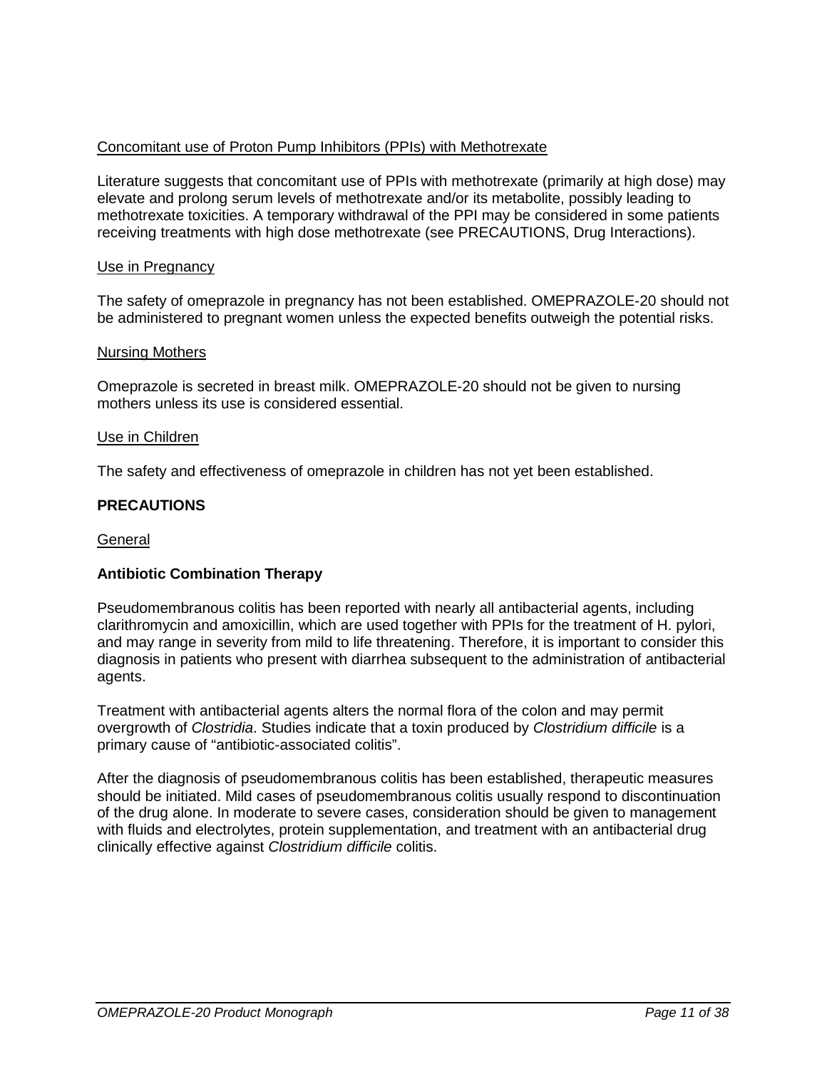Concomitant use of Proton Pump Inhibitors (PPIs) with Methotrexate

Literature suggests that concomitant use of PPIs with methotrexate (primarily at high dose) may elevate and prolong serum levels of methotrexate and/or its metabolite, possibly leading to methotrexate toxicities. A temporary withdrawal of the PPI may be considered in some patients receiving treatments with high dose methotrexate (see PRECAUTIONS, Drug Interactions).

Use in Pregnancy

The safety of omeprazole in pregnancy has not been established. OMEPRAZOLE-20 should not be administered to pregnant women unless the expected benefits outweigh the potential risks.

Nursing Mothers

Omeprazole is secreted in breast milk. OMEPRAZOLE-20 should not be given to nursing mothers unless its use is considered essential.

Use in Children

The safety and effectiveness of omeprazole in children has not yet been established.

## PRECAUTIONS

General

**Antibiotic Combination Therapy**

Pseudomembranous colitis has been reported with nearly all antibacterial agents, including clarithromycin and amoxicillin, which are used together with PPIs for the treatment of H. pylori, and may range in severity from mild to life threatening. Therefore, it is important to consider this diagnosis in patients who present with diarrhea subsequent to the administration of antibacterial agents.

Treatment with antibacterial agents alters the normal flora of the colon and may permit overgrowth of *Clostridia*. Studies indicate that a toxin produced by *Clostridium difficile* is a primary cause of "antibiotic-associated colitis".

After the diagnosis of pseudomembranous colitis has been established, therapeutic measures should be initiated. Mild cases of pseudomembranous colitis usually respond to discontinuation of the drug alone. In moderate to severe cases, consideration should be given to management with fluids and electrolytes, protein supplementation, and treatment with an antibacterial drug clinically effective against *Clostridium difficile* colitis.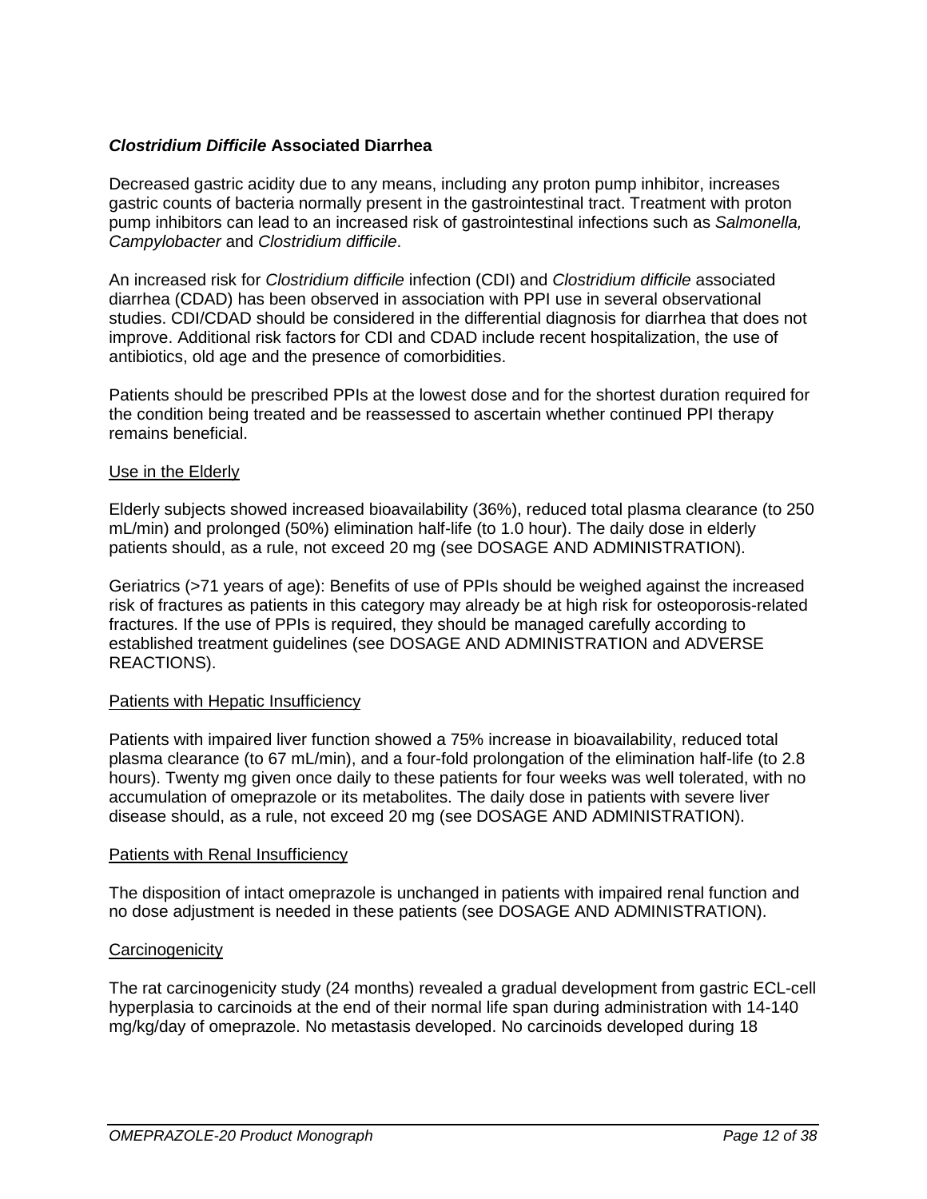### *Clostridium Difficile* Associated Diarrhea

Decreased gastric acidity due to any means, including any proton pump inhibitor, increases gastric counts of bacteria normally present in the gastrointestinal tract. Treatment with proton pump inhibitors can lead to an increased risk of gastrointestinal infections such as *Salmonella, Campylobacter* and *Clostridium difficile*.

An increased risk for *Clostridium difficile* infection (CDI) and *Clostridium difficile* associated diarrhea (CDAD) has been observed in association with PPI use in several observational studies. CDI/CDAD should be considered in the differential diagnosis for diarrhea that does not improve. Additional risk factors for CDI and CDAD include recent hospitalization, the use of antibiotics, old age and the presence of comorbidities.

Patients should be prescribed PPIs at the lowest dose and for the shortest duration required for the condition being treated and be reassessed to ascertain whether continued PPI therapy remains beneficial.

#### Use in the Elderly

Elderly subjects showed increased bioavailability (36%), reduced total plasma clearance (to 250 mL/min) and prolonged (50%) elimination half-life (to 1.0 hour). The daily dose in elderly patients should, as a rule, not exceed 20 mg (see DOSAGE AND ADMINISTRATION).

Geriatrics (>71 years of age): Benefits of use of PPIs should be weighed against the increased risk of fractures as patients in this category may already be at high risk for osteoporosis-related fractures. If the use of PPIs is required, they should be managed carefully according to established treatment guidelines (see DOSAGE AND ADMINISTRATION and ADVERSE REACTIONS).

#### Patients with Hepatic Insufficiency

Patients with impaired liver function showed a 75% increase in bioavailability, reduced total plasma clearance (to 67 mL/min), and a four-fold prolongation of the elimination half-life (to 2.8 hours). Twenty mg given once daily to these patients for four weeks was well tolerated, with no accumulation of omeprazole or its metabolites. The daily dose in patients with severe liver disease should, as a rule, not exceed 20 mg (see DOSAGE AND ADMINISTRATION).

#### Patients with Renal Insufficiency

The disposition of intact omeprazole is unchanged in patients with impaired renal function and no dose adjustment is needed in these patients (see DOSAGE AND ADMINISTRATION).

#### Carcinogenicity

The rat carcinogenicity study (24 months) revealed a gradual development from gastric ECL-cell hyperplasia to carcinoids at the end of their normal life span during administration with 14-140 mg/kg/day of omeprazole. No metastasis developed. No carcinoids developed during 18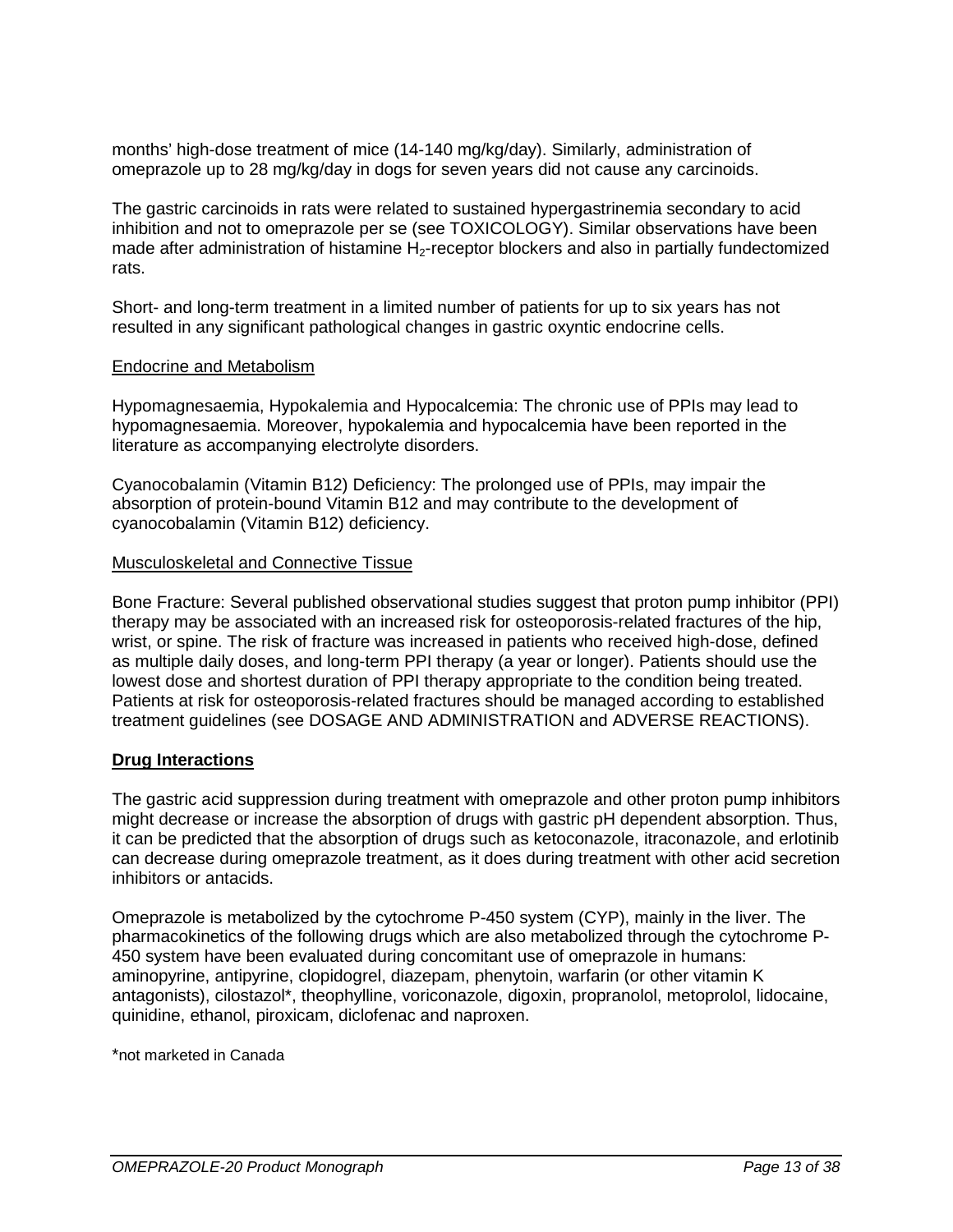months' high-dose treatment of mice (14-140 mg/kg/day). Similarly, administration of omeprazole up to 28 mg/kg/day in dogs for seven years did not cause any carcinoids.

The gastric carcinoids in rats were related to sustained hypergastrinemia secondary to acid inhibition and not to omeprazole per se (see TOXICOLOGY). Similar observations have been made after administration of histamine $H_2$-receptor blockers and also in partially fundectomized rats.

Short- and long-term treatment in a limited number of patients for up to six years has not resulted in any significant pathological changes in gastric oxyntic endocrine cells.

Endocrine and Metabolism

Hypomagnesaemia, Hypokalemia and Hypocalcemia: The chronic use of PPIs may lead to hypomagnesaemia. Moreover, hypokalemia and hypocalcemia have been reported in the literature as accompanying electrolyte disorders.

Cyanocobalamin (Vitamin B12) Deficiency: The prolonged use of PPIs, may impair the absorption of protein-bound Vitamin B12 and may contribute to the development of cyanocobalamin (Vitamin B12) deficiency.

Musculoskeletal and Connective Tissue

Bone Fracture: Several published observational studies suggest that proton pump inhibitor (PPI) therapy may be associated with an increased risk for osteoporosis-related fractures of the hip, wrist, or spine. The risk of fracture was increased in patients who received high-dose, defined as multiple daily doses, and long-term PPI therapy (a year or longer). Patients should use the lowest dose and shortest duration of PPI therapy appropriate to the condition being treated. Patients at risk for osteoporosis-related fractures should be managed according to established treatment guidelines (see DOSAGE AND ADMINISTRATION and ADVERSE REACTIONS).

**Drug Interactions**

The gastric acid suppression during treatment with omeprazole and other proton pump inhibitors might decrease or increase the absorption of drugs with gastric pH dependent absorption. Thus, it can be predicted that the absorption of drugs such as ketoconazole, itraconazole, and erlotinib can decrease during omeprazole treatment, as it does during treatment with other acid secretion inhibitors or antacids.

Omeprazole is metabolized by the cytochrome P-450 system (CYP), mainly in the liver. The pharmacokinetics of the following drugs which are also metabolized through the cytochrome P-450 system have been evaluated during concomitant use of omeprazole in humans: aminopyrine, antipyrine, clopidogrel, diazepam, phenytoin, warfarin (or other vitamin K antagonists), cilostazol*, theophylline, voriconazole, digoxin, propranolol, metoprolol, lidocaine, quinidine, ethanol, piroxicam, diclofenac and naproxen.

*not marketed in Canada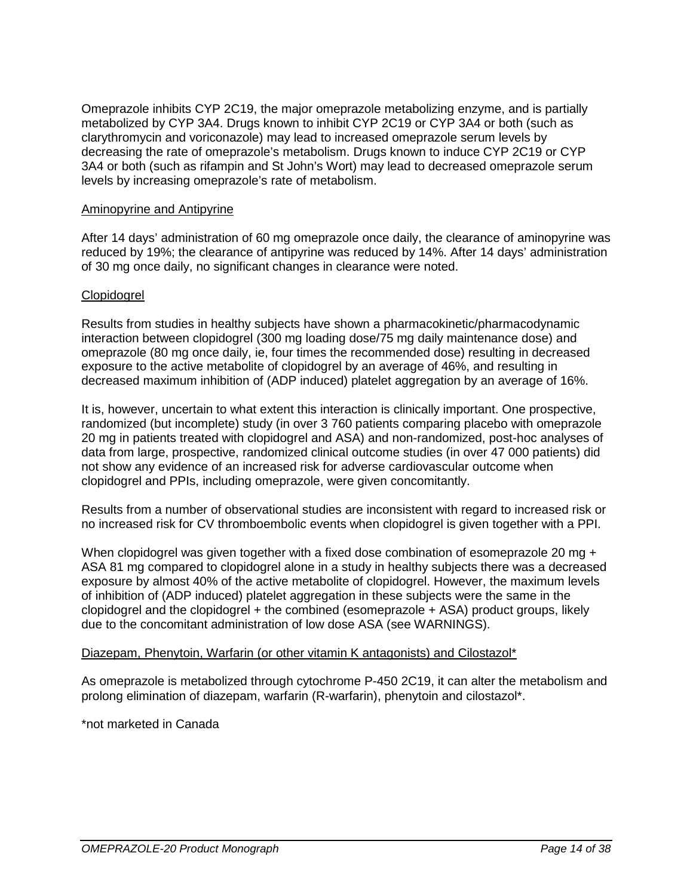Omeprazole inhibits CYP 2C19, the major omeprazole metabolizing enzyme, and is partially metabolized by CYP 3A4. Drugs known to inhibit CYP 2C19 or CYP 3A4 or both (such as clarythromycin and voriconazole) may lead to increased omeprazole serum levels by decreasing the rate of omeprazole's metabolism. Drugs known to induce CYP 2C19 or CYP 3A4 or both (such as rifampin and St John's Wort) may lead to decreased omeprazole serum levels by increasing omeprazole's rate of metabolism.

Aminopyrine and Antipyrine

After 14 days' administration of 60 mg omeprazole once daily, the clearance of aminopyrine was reduced by 19%; the clearance of antipyrine was reduced by 14%. After 14 days' administration of 30 mg once daily, no significant changes in clearance were noted.

Clopidogrel

Results from studies in healthy subjects have shown a pharmacokinetic/pharmacodynamic interaction between clopidogrel (300 mg loading dose/75 mg daily maintenance dose) and omeprazole (80 mg once daily, ie, four times the recommended dose) resulting in decreased exposure to the active metabolite of clopidogrel by an average of 46%, and resulting in decreased maximum inhibition of (ADP induced) platelet aggregation by an average of 16%.

It is, however, uncertain to what extent this interaction is clinically important. One prospective, randomized (but incomplete) study (in over 3 760 patients comparing placebo with omeprazole 20 mg in patients treated with clopidogrel and ASA) and non-randomized, post-hoc analyses of data from large, prospective, randomized clinical outcome studies (in over 47 000 patients) did not show any evidence of an increased risk for adverse cardiovascular outcome when clopidogrel and PPIs, including omeprazole, were given concomitantly.

Results from a number of observational studies are inconsistent with regard to increased risk or no increased risk for CV thromboembolic events when clopidogrel is given together with a PPI.

When clopidogrel was given together with a fixed dose combination of esomeprazole 20 mg + ASA 81 mg compared to clopidogrel alone in a study in healthy subjects there was a decreased exposure by almost 40% of the active metabolite of clopidogrel. However, the maximum levels of inhibition of (ADP induced) platelet aggregation in these subjects were the same in the clopidogrel and the clopidogrel + the combined (esomeprazole + ASA) product groups, likely due to the concomitant administration of low dose ASA (see WARNINGS).

Diazepam, Phenytoin, Warfarin (or other vitamin K antagonists) and Cilostazol*

As omeprazole is metabolized through cytochrome P-450 2C19, it can alter the metabolism and prolong elimination of diazepam, warfarin (R-warfarin), phenytoin and cilostazol*.

*not marketed in Canada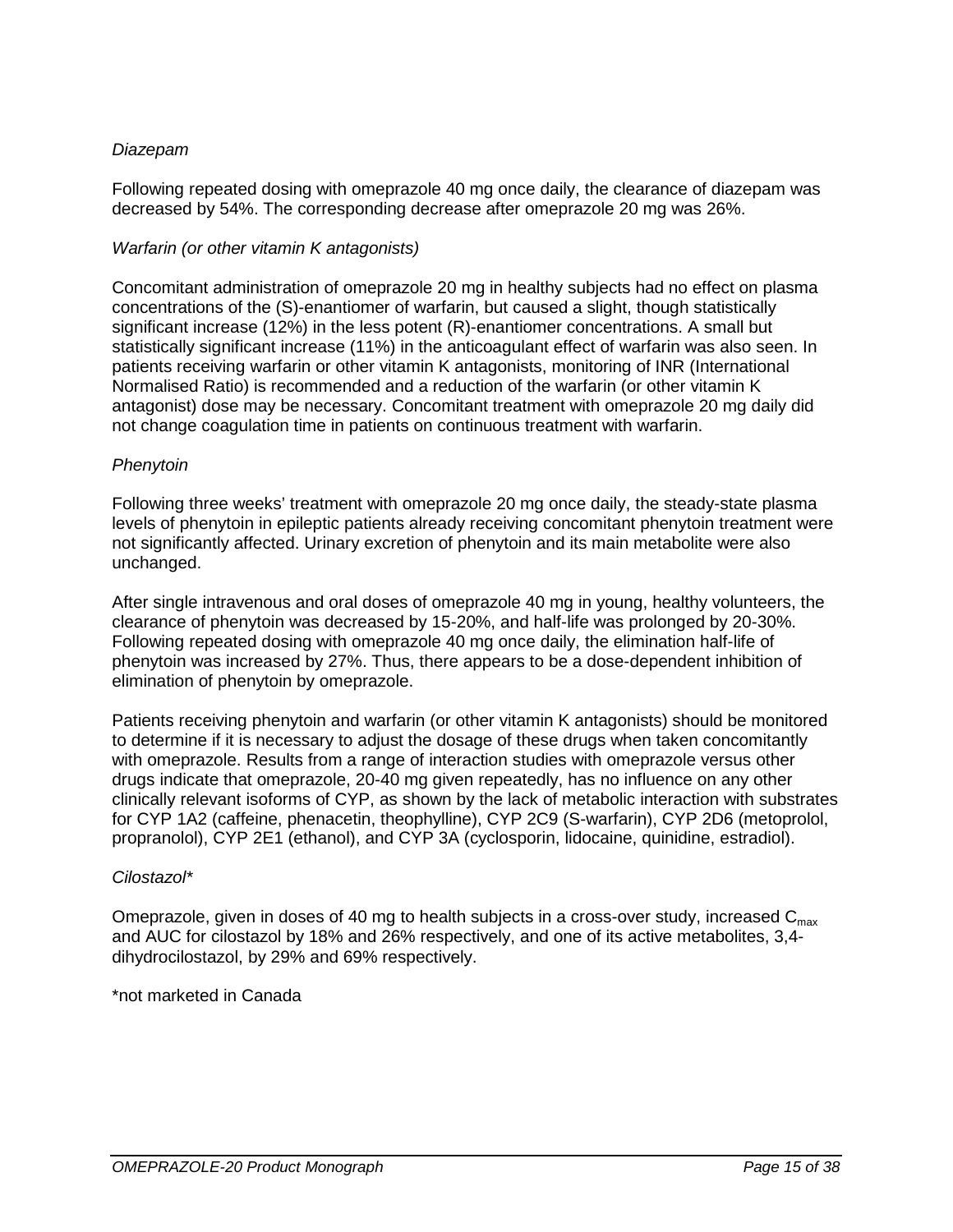*Diazepam*

Following repeated dosing with omeprazole 40 mg once daily, the clearance of diazepam was decreased by 54%. The corresponding decrease after omeprazole 20 mg was 26%.

*Warfarin (or other vitamin K antagonists)*

Concomitant administration of omeprazole 20 mg in healthy subjects had no effect on plasma concentrations of the (S)-enantiomer of warfarin, but caused a slight, though statistically significant increase (12%) in the less potent (R)-enantiomer concentrations. A small but statistically significant increase (11%) in the anticoagulant effect of warfarin was also seen. In patients receiving warfarin or other vitamin K antagonists, monitoring of INR (International Normalised Ratio) is recommended and a reduction of the warfarin (or other vitamin K antagonist) dose may be necessary. Concomitant treatment with omeprazole 20 mg daily did not change coagulation time in patients on continuous treatment with warfarin.

*Phenytoin*

Following three weeks' treatment with omeprazole 20 mg once daily, the steady-state plasma levels of phenytoin in epileptic patients already receiving concomitant phenytoin treatment were not significantly affected. Urinary excretion of phenytoin and its main metabolite were also unchanged.

After single intravenous and oral doses of omeprazole 40 mg in young, healthy volunteers, the clearance of phenytoin was decreased by 15-20%, and half-life was prolonged by 20-30%. Following repeated dosing with omeprazole 40 mg once daily, the elimination half-life of phenytoin was increased by 27%. Thus, there appears to be a dose-dependent inhibition of elimination of phenytoin by omeprazole.

Patients receiving phenytoin and warfarin (or other vitamin K antagonists) should be monitored to determine if it is necessary to adjust the dosage of these drugs when taken concomitantly with omeprazole. Results from a range of interaction studies with omeprazole versus other drugs indicate that omeprazole, 20-40 mg given repeatedly, has no influence on any other clinically relevant isoforms of CYP, as shown by the lack of metabolic interaction with substrates for CYP 1A2 (caffeine, phenacetin, theophylline), CYP 2C9 (S-warfarin), CYP 2D6 (metoprolol, propranolol), CYP 2E1 (ethanol), and CYP 3A (cyclosporin, lidocaine, quinidine, estradiol).

*Cilostazol**

Omeprazole, given in doses of 40 mg to health subjects in a cross-over study, increased $C_{max}$ and AUC for cilostazol by 18% and 26% respectively, and one of its active metabolites, 3,4-dihydrocilostazol, by 29% and 69% respectively.

*not marketed in Canada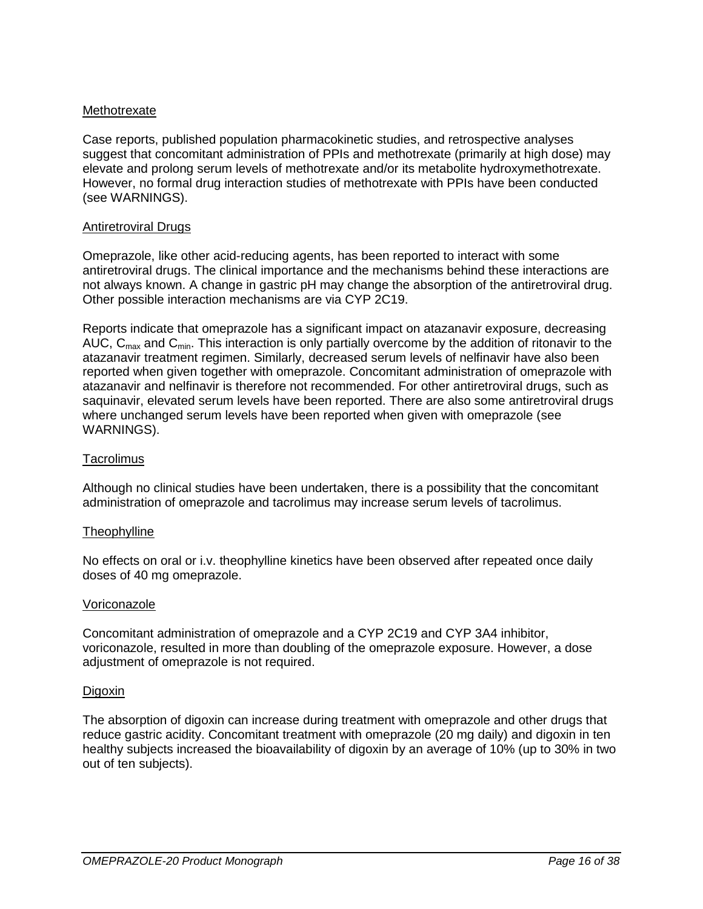Methotrexate

Case reports, published population pharmacokinetic studies, and retrospective analyses suggest that concomitant administration of PPIs and methotrexate (primarily at high dose) may elevate and prolong serum levels of methotrexate and/or its metabolite hydroxymethotrexate. However, no formal drug interaction studies of methotrexate with PPIs have been conducted (see WARNINGS).

Antiretroviral Drugs

Omeprazole, like other acid-reducing agents, has been reported to interact with some antiretroviral drugs. The clinical importance and the mechanisms behind these interactions are not always known. A change in gastric pH may change the absorption of the antiretroviral drug. Other possible interaction mechanisms are via CYP 2C19.

Reports indicate that omeprazole has a significant impact on atazanavir exposure, decreasing AUC, $C_{max}$ and $C_{min}$. This interaction is only partially overcome by the addition of ritonavir to the atazanavir treatment regimen. Similarly, decreased serum levels of nelfinavir have also been reported when given together with omeprazole. Concomitant administration of omeprazole with atazanavir and nelfinavir is therefore not recommended. For other antiretroviral drugs, such as saquinavir, elevated serum levels have been reported. There are also some antiretroviral drugs where unchanged serum levels have been reported when given with omeprazole (see WARNINGS).

Tacrolimus

Although no clinical studies have been undertaken, there is a possibility that the concomitant administration of omeprazole and tacrolimus may increase serum levels of tacrolimus.

Theophylline

No effects on oral or i.v. theophylline kinetics have been observed after repeated once daily doses of 40 mg omeprazole.

Voriconazole

Concomitant administration of omeprazole and a CYP 2C19 and CYP 3A4 inhibitor, voriconazole, resulted in more than doubling of the omeprazole exposure. However, a dose adjustment of omeprazole is not required.

Digoxin

The absorption of digoxin can increase during treatment with omeprazole and other drugs that reduce gastric acidity. Concomitant treatment with omeprazole (20 mg daily) and digoxin in ten healthy subjects increased the bioavailability of digoxin by an average of 10% (up to 30% in two out of ten subjects).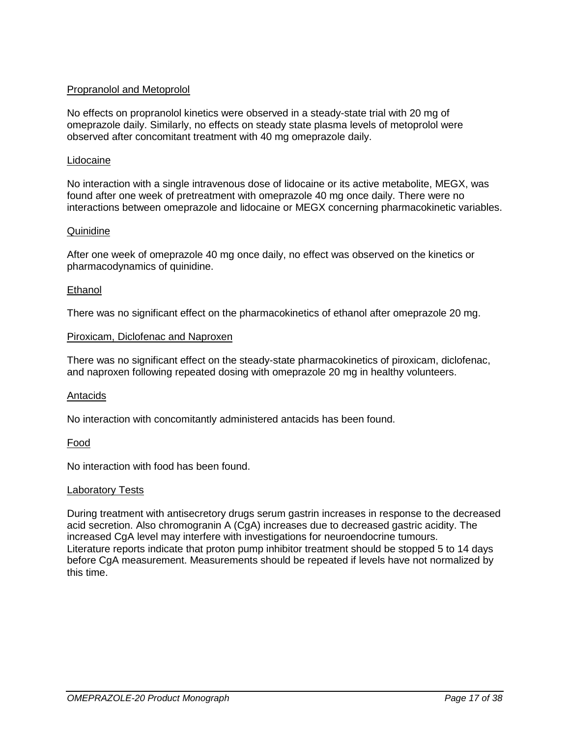Propranolol and Metoprolol

No effects on propranolol kinetics were observed in a steady-state trial with 20 mg of omeprazole daily. Similarly, no effects on steady state plasma levels of metoprolol were observed after concomitant treatment with 40 mg omeprazole daily.

Lidocaine

No interaction with a single intravenous dose of lidocaine or its active metabolite, MEGX, was found after one week of pretreatment with omeprazole 40 mg once daily. There were no interactions between omeprazole and lidocaine or MEGX concerning pharmacokinetic variables.

Quinidine

After one week of omeprazole 40 mg once daily, no effect was observed on the kinetics or pharmacodynamics of quinidine.

Ethanol

There was no significant effect on the pharmacokinetics of ethanol after omeprazole 20 mg.

Piroxicam, Diclofenac and Naproxen

There was no significant effect on the steady-state pharmacokinetics of piroxicam, diclofenac, and naproxen following repeated dosing with omeprazole 20 mg in healthy volunteers.

Antacids

No interaction with concomitantly administered antacids has been found.

Food

No interaction with food has been found.

Laboratory Tests

During treatment with antisecretory drugs serum gastrin increases in response to the decreased acid secretion. Also chromogranin A (CgA) increases due to decreased gastric acidity. The increased CgA level may interfere with investigations for neuroendocrine tumours. Literature reports indicate that proton pump inhibitor treatment should be stopped 5 to 14 days before CgA measurement. Measurements should be repeated if levels have not normalized by this time.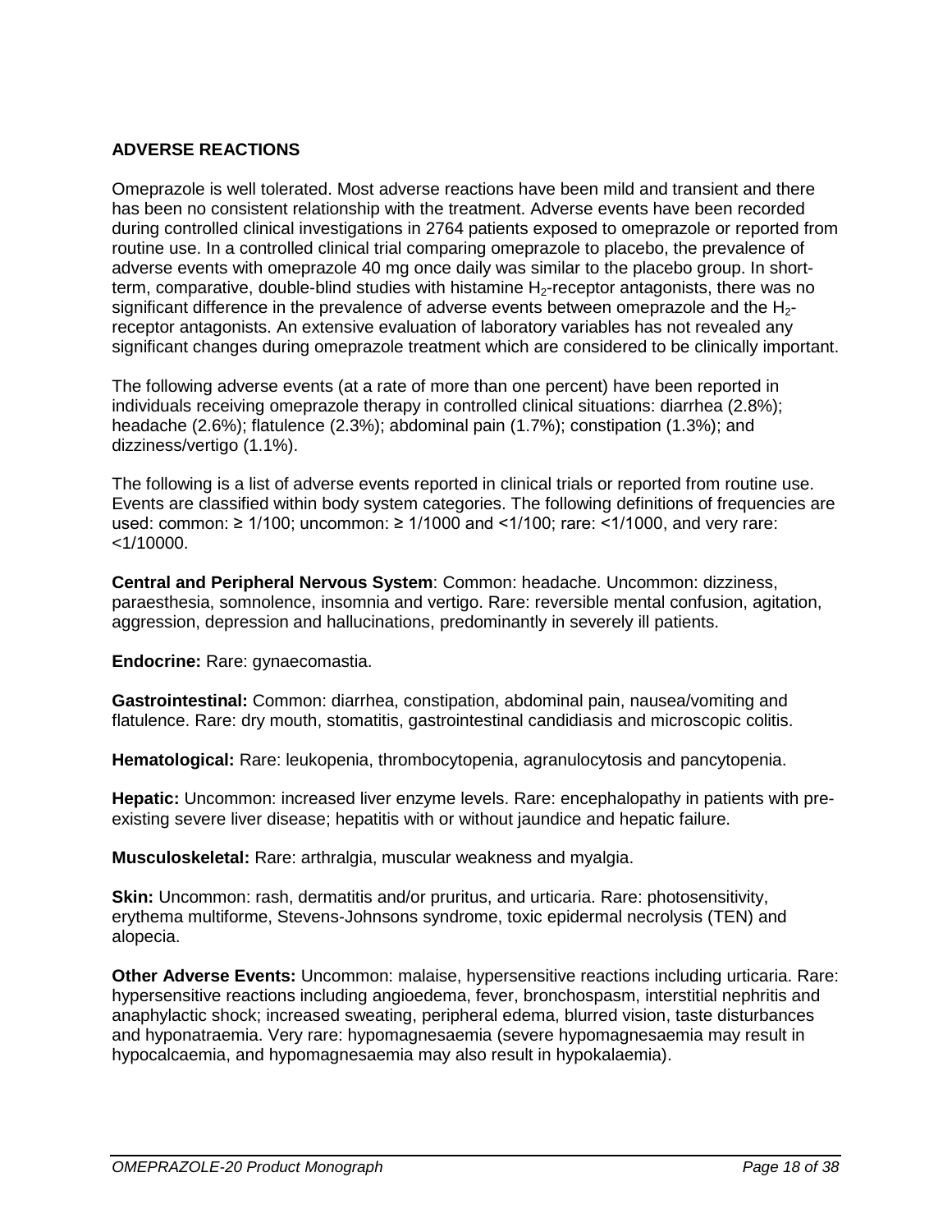## ADVERSE REACTIONS

Omeprazole is well tolerated. Most adverse reactions have been mild and transient and there has been no consistent relationship with the treatment. Adverse events have been recorded during controlled clinical investigations in 2764 patients exposed to omeprazole or reported from routine use. In a controlled clinical trial comparing omeprazole to placebo, the prevalence of adverse events with omeprazole 40 mg once daily was similar to the placebo group. In short-term, comparative, double-blind studies with histamine $H_2$-receptor antagonists, there was no significant difference in the prevalence of adverse events between omeprazole and the $H_2$-receptor antagonists. An extensive evaluation of laboratory variables has not revealed any significant changes during omeprazole treatment which are considered to be clinically important.

The following adverse events (at a rate of more than one percent) have been reported in individuals receiving omeprazole therapy in controlled clinical situations: diarrhea (2.8%); headache (2.6%); flatulence (2.3%); abdominal pain (1.7%); constipation (1.3%); and dizziness/vertigo (1.1%).

The following is a list of adverse events reported in clinical trials or reported from routine use. Events are classified within body system categories. The following definitions of frequencies are used: common: ≥ 1/100; uncommon: ≥ 1/1000 and <1/100; rare: <1/1000, and very rare: <1/10000.

**Central and Peripheral Nervous System**: Common: headache. Uncommon: dizziness, paraesthesia, somnolence, insomnia and vertigo. Rare: reversible mental confusion, agitation, aggression, depression and hallucinations, predominantly in severely ill patients.

**Endocrine:** Rare: gynaecomastia.

**Gastrointestinal:** Common: diarrhea, constipation, abdominal pain, nausea/vomiting and flatulence. Rare: dry mouth, stomatitis, gastrointestinal candidiasis and microscopic colitis.

**Hematological:** Rare: leukopenia, thrombocytopenia, agranulocytosis and pancytopenia.

**Hepatic:** Uncommon: increased liver enzyme levels. Rare: encephalopathy in patients with pre-existing severe liver disease; hepatitis with or without jaundice and hepatic failure.

**Musculoskeletal:** Rare: arthralgia, muscular weakness and myalgia.

**Skin:** Uncommon: rash, dermatitis and/or pruritus, and urticaria. Rare: photosensitivity, erythema multiforme, Stevens-Johnsons syndrome, toxic epidermal necrolysis (TEN) and alopecia.

**Other Adverse Events:** Uncommon: malaise, hypersensitive reactions including urticaria. Rare: hypersensitive reactions including angioedema, fever, bronchospasm, interstitial nephritis and anaphylactic shock; increased sweating, peripheral edema, blurred vision, taste disturbances and hyponatraemia. Very rare: hypomagnesaemia (severe hypomagnesaemia may result in hypocalcaemia, and hypomagnesaemia may also result in hypokalaemia).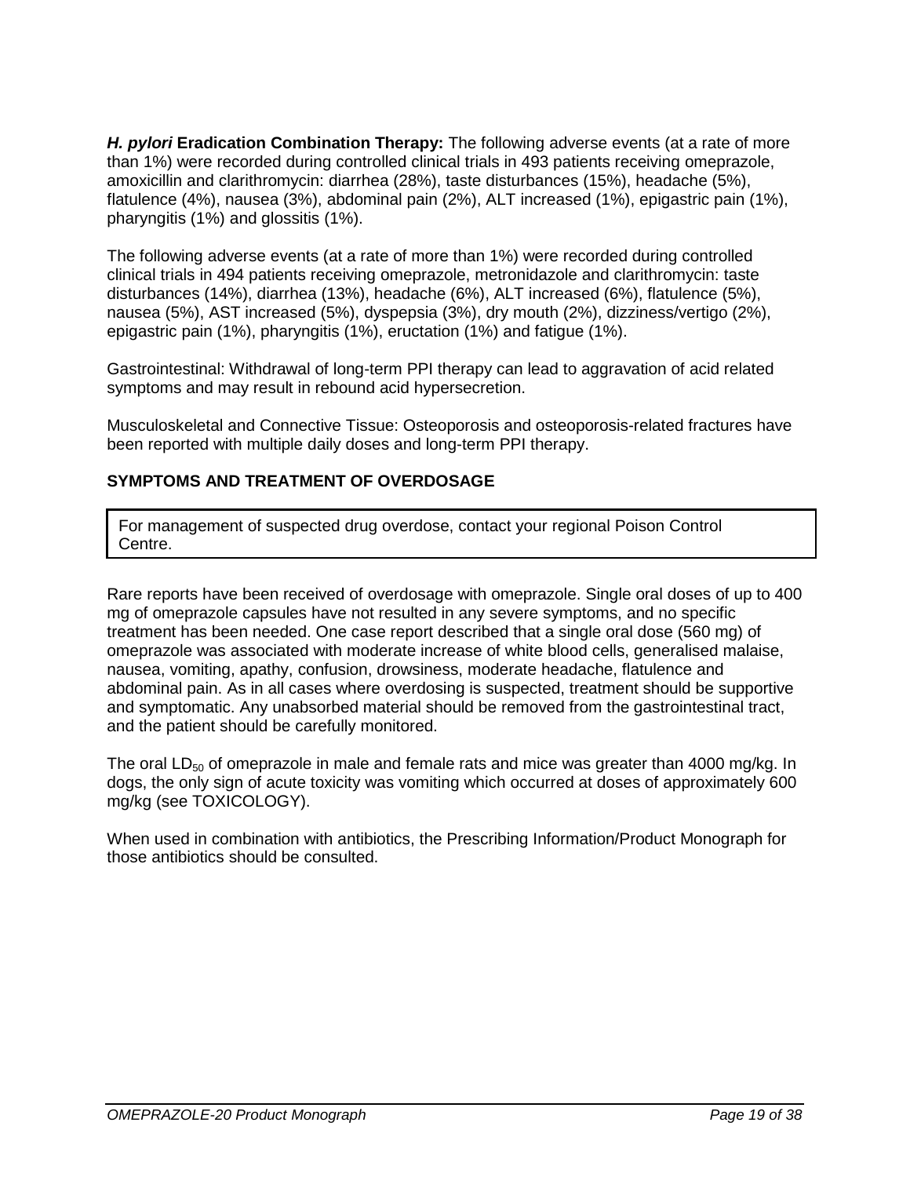***H. pylori*** **Eradication Combination Therapy:** The following adverse events (at a rate of more than 1%) were recorded during controlled clinical trials in 493 patients receiving omeprazole, amoxicillin and clarithromycin: diarrhea (28%), taste disturbances (15%), headache (5%), flatulence (4%), nausea (3%), abdominal pain (2%), ALT increased (1%), epigastric pain (1%), pharyngitis (1%) and glossitis (1%).

The following adverse events (at a rate of more than 1%) were recorded during controlled clinical trials in 494 patients receiving omeprazole, metronidazole and clarithromycin: taste disturbances (14%), diarrhea (13%), headache (6%), ALT increased (6%), flatulence (5%), nausea (5%), AST increased (5%), dyspepsia (3%), dry mouth (2%), dizziness/vertigo (2%), epigastric pain (1%), pharyngitis (1%), eructation (1%) and fatigue (1%).

Gastrointestinal: Withdrawal of long-term PPI therapy can lead to aggravation of acid related symptoms and may result in rebound acid hypersecretion.

Musculoskeletal and Connective Tissue: Osteoporosis and osteoporosis-related fractures have been reported with multiple daily doses and long-term PPI therapy.

## SYMPTOMS AND TREATMENT OF OVERDOSAGE

For management of suspected drug overdose, contact your regional Poison Control Centre.

Rare reports have been received of overdosage with omeprazole. Single oral doses of up to 400 mg of omeprazole capsules have not resulted in any severe symptoms, and no specific treatment has been needed. One case report described that a single oral dose (560 mg) of omeprazole was associated with moderate increase of white blood cells, generalised malaise, nausea, vomiting, apathy, confusion, drowsiness, moderate headache, flatulence and abdominal pain. As in all cases where overdosing is suspected, treatment should be supportive and symptomatic. Any unabsorbed material should be removed from the gastrointestinal tract, and the patient should be carefully monitored.

The oral $LD_{50}$ of omeprazole in male and female rats and mice was greater than 4000 mg/kg. In dogs, the only sign of acute toxicity was vomiting which occurred at doses of approximately 600 mg/kg (see TOXICOLOGY).

When used in combination with antibiotics, the Prescribing Information/Product Monograph for those antibiotics should be consulted.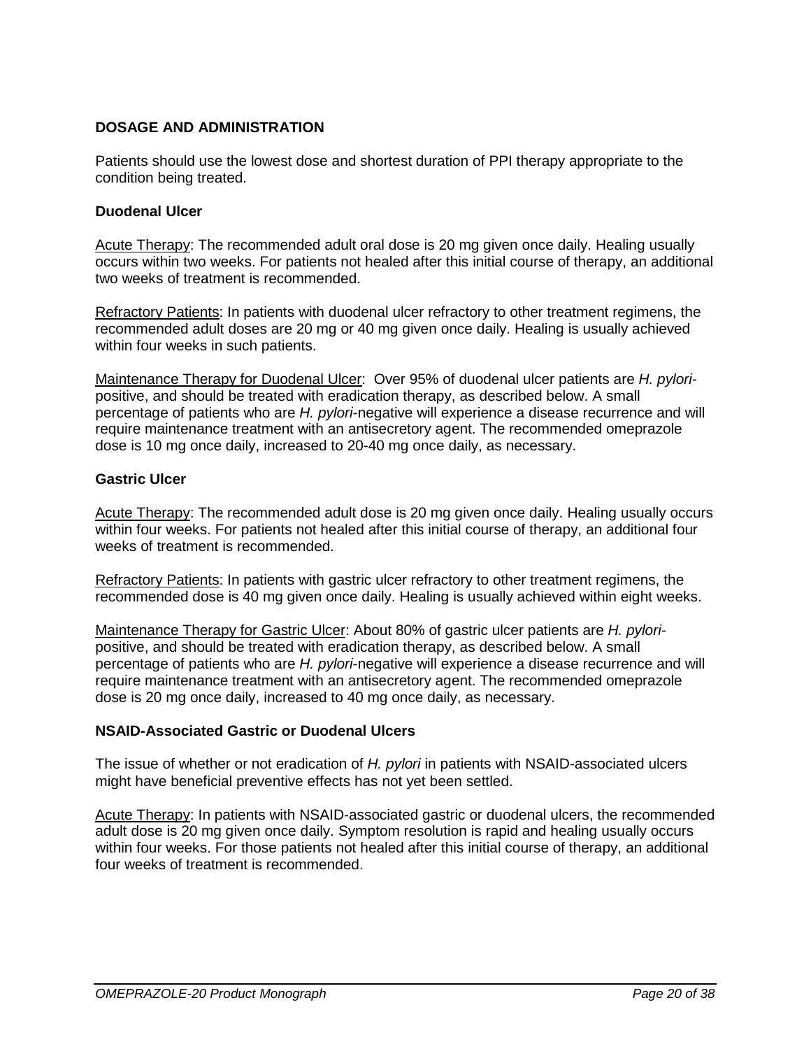## DOSAGE AND ADMINISTRATION

Patients should use the lowest dose and shortest duration of PPI therapy appropriate to the condition being treated.

### Duodenal Ulcer

Acute Therapy: The recommended adult oral dose is 20 mg given once daily. Healing usually occurs within two weeks. For patients not healed after this initial course of therapy, an additional two weeks of treatment is recommended.

Refractory Patients: In patients with duodenal ulcer refractory to other treatment regimens, the recommended adult doses are 20 mg or 40 mg given once daily. Healing is usually achieved within four weeks in such patients.

Maintenance Therapy for Duodenal Ulcer: Over 95% of duodenal ulcer patients are *H. pylori*-positive, and should be treated with eradication therapy, as described below. A small percentage of patients who are *H. pylori*-negative will experience a disease recurrence and will require maintenance treatment with an antisecretory agent. The recommended omeprazole dose is 10 mg once daily, increased to 20-40 mg once daily, as necessary.

### Gastric Ulcer

Acute Therapy: The recommended adult dose is 20 mg given once daily. Healing usually occurs within four weeks. For patients not healed after this initial course of therapy, an additional four weeks of treatment is recommended.

Refractory Patients: In patients with gastric ulcer refractory to other treatment regimens, the recommended dose is 40 mg given once daily. Healing is usually achieved within eight weeks.

Maintenance Therapy for Gastric Ulcer: About 80% of gastric ulcer patients are *H. pylori*-positive, and should be treated with eradication therapy, as described below. A small percentage of patients who are *H. pylori*-negative will experience a disease recurrence and will require maintenance treatment with an antisecretory agent. The recommended omeprazole dose is 20 mg once daily, increased to 40 mg once daily, as necessary.

### NSAID-Associated Gastric or Duodenal Ulcers

The issue of whether or not eradication of *H. pylori* in patients with NSAID-associated ulcers might have beneficial preventive effects has not yet been settled.

Acute Therapy: In patients with NSAID-associated gastric or duodenal ulcers, the recommended adult dose is 20 mg given once daily. Symptom resolution is rapid and healing usually occurs within four weeks. For those patients not healed after this initial course of therapy, an additional four weeks of treatment is recommended.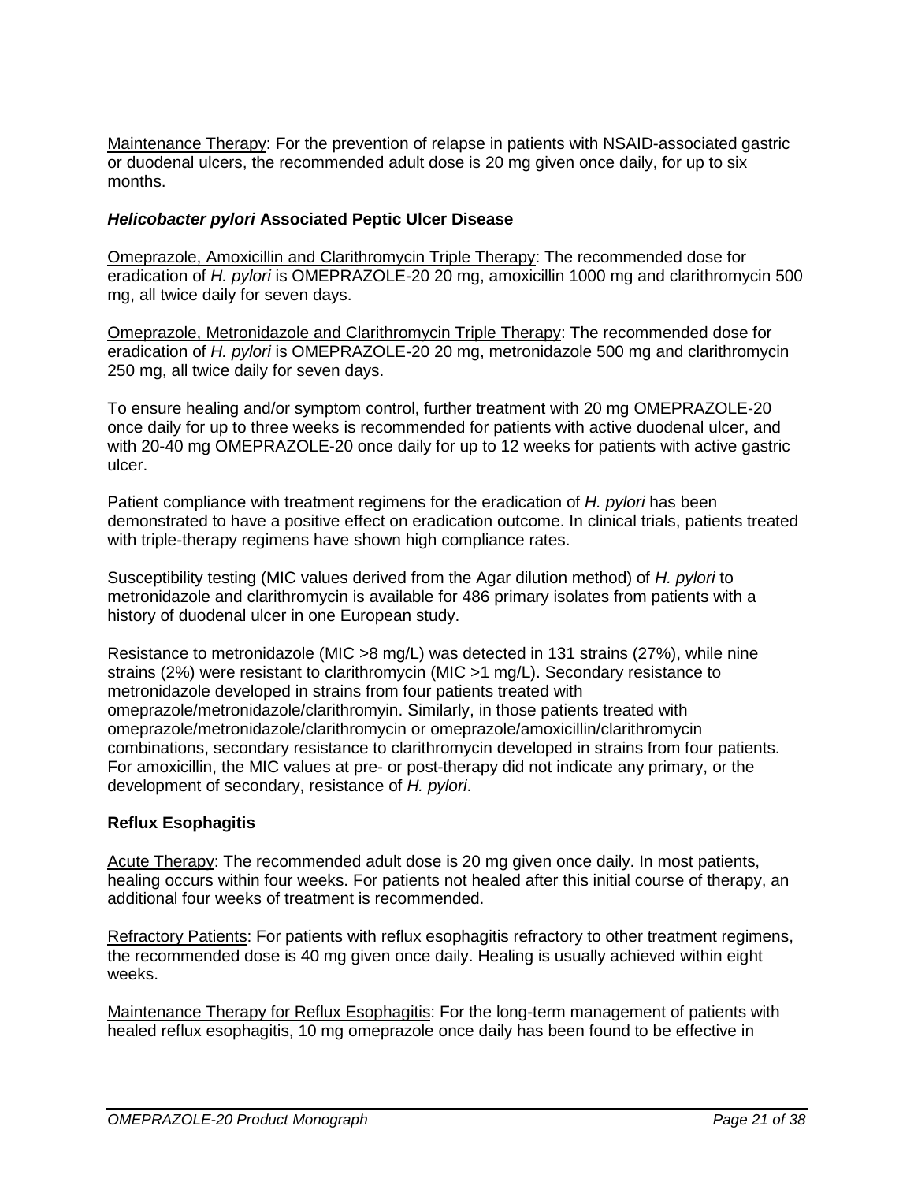Maintenance Therapy: For the prevention of relapse in patients with NSAID-associated gastric or duodenal ulcers, the recommended adult dose is 20 mg given once daily, for up to six months.

### *Helicobacter pylori* Associated Peptic Ulcer Disease

Omeprazole, Amoxicillin and Clarithromycin Triple Therapy: The recommended dose for eradication of *H. pylori* is OMEPRAZOLE-20 20 mg, amoxicillin 1000 mg and clarithromycin 500 mg, all twice daily for seven days.

Omeprazole, Metronidazole and Clarithromycin Triple Therapy: The recommended dose for eradication of *H. pylori* is OMEPRAZOLE-20 20 mg, metronidazole 500 mg and clarithromycin 250 mg, all twice daily for seven days.

To ensure healing and/or symptom control, further treatment with 20 mg OMEPRAZOLE-20 once daily for up to three weeks is recommended for patients with active duodenal ulcer, and with 20-40 mg OMEPRAZOLE-20 once daily for up to 12 weeks for patients with active gastric ulcer.

Patient compliance with treatment regimens for the eradication of *H. pylori* has been demonstrated to have a positive effect on eradication outcome. In clinical trials, patients treated with triple-therapy regimens have shown high compliance rates.

Susceptibility testing (MIC values derived from the Agar dilution method) of *H. pylori* to metronidazole and clarithromycin is available for 486 primary isolates from patients with a history of duodenal ulcer in one European study.

Resistance to metronidazole (MIC >8 mg/L) was detected in 131 strains (27%), while nine strains (2%) were resistant to clarithromycin (MIC >1 mg/L). Secondary resistance to metronidazole developed in strains from four patients treated with omeprazole/metronidazole/clarithromyin. Similarly, in those patients treated with omeprazole/metronidazole/clarithromycin or omeprazole/amoxicillin/clarithromycin combinations, secondary resistance to clarithromycin developed in strains from four patients. For amoxicillin, the MIC values at pre- or post-therapy did not indicate any primary, or the development of secondary, resistance of *H. pylori*.

### Reflux Esophagitis

Acute Therapy: The recommended adult dose is 20 mg given once daily. In most patients, healing occurs within four weeks. For patients not healed after this initial course of therapy, an additional four weeks of treatment is recommended.

Refractory Patients: For patients with reflux esophagitis refractory to other treatment regimens, the recommended dose is 40 mg given once daily. Healing is usually achieved within eight weeks.

Maintenance Therapy for Reflux Esophagitis: For the long-term management of patients with healed reflux esophagitis, 10 mg omeprazole once daily has been found to be effective in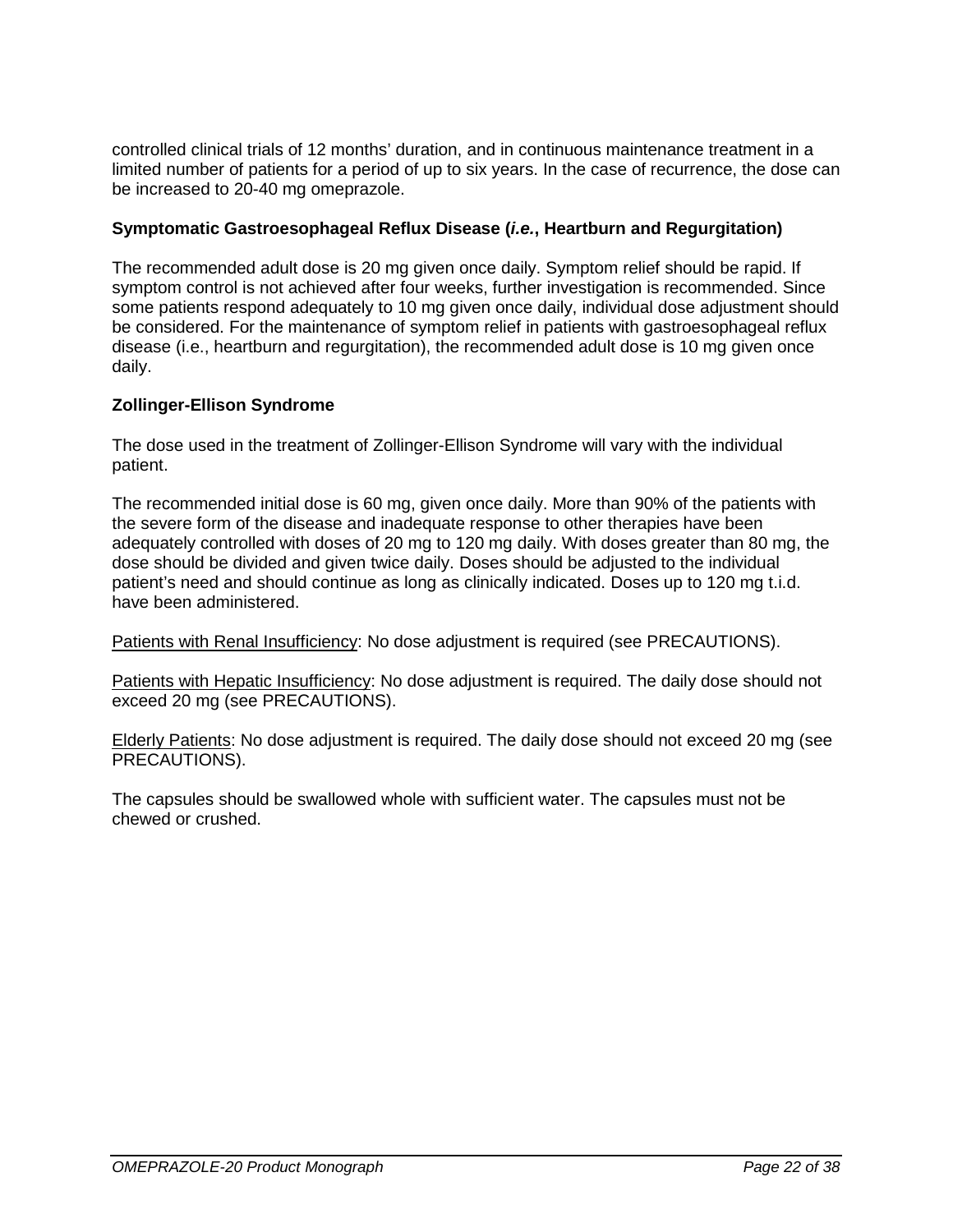controlled clinical trials of 12 months' duration, and in continuous maintenance treatment in a limited number of patients for a period of up to six years. In the case of recurrence, the dose can be increased to 20-40 mg omeprazole.

### Symptomatic Gastroesophageal Reflux Disease (*i.e.*, Heartburn and Regurgitation)

The recommended adult dose is 20 mg given once daily. Symptom relief should be rapid. If symptom control is not achieved after four weeks, further investigation is recommended. Since some patients respond adequately to 10 mg given once daily, individual dose adjustment should be considered. For the maintenance of symptom relief in patients with gastroesophageal reflux disease (i.e., heartburn and regurgitation), the recommended adult dose is 10 mg given once daily.

### Zollinger-Ellison Syndrome

The dose used in the treatment of Zollinger-Ellison Syndrome will vary with the individual patient.

The recommended initial dose is 60 mg, given once daily. More than 90% of the patients with the severe form of the disease and inadequate response to other therapies have been adequately controlled with doses of 20 mg to 120 mg daily. With doses greater than 80 mg, the dose should be divided and given twice daily. Doses should be adjusted to the individual patient's need and should continue as long as clinically indicated. Doses up to 120 mg t.i.d. have been administered.

<u>Patients with Renal Insufficiency</u>: No dose adjustment is required (see PRECAUTIONS).

<u>Patients with Hepatic Insufficiency</u>: No dose adjustment is required. The daily dose should not exceed 20 mg (see PRECAUTIONS).

<u>Elderly Patients</u>: No dose adjustment is required. The daily dose should not exceed 20 mg (see PRECAUTIONS).

The capsules should be swallowed whole with sufficient water. The capsules must not be chewed or crushed.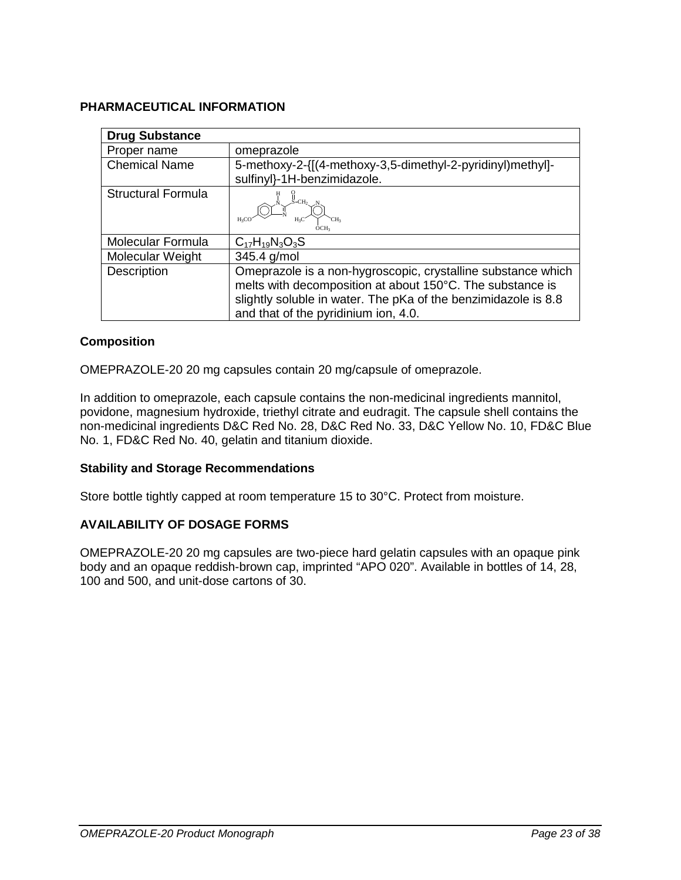## PHARMACEUTICAL INFORMATION

| Drug Substance | |
|---|---|
| Proper name | omeprazole |
| Chemical Name | 5-methoxy-2-{[(4-methoxy-3,5-dimethyl-2-pyridinyl)methyl]-sulfinyl}-1H-benzimidazole. |
| Structural Formula | |
| Molecular Formula | $C_{17}H_{19}N_3O_3S$ |
| Molecular Weight | 345.4 g/mol |
| Description | Omeprazole is a non-hygroscopic, crystalline substance which melts with decomposition at about 150°C. The substance is slightly soluble in water. The pKa of the benzimidazole is 8.8 and that of the pyridinium ion, 4.0. |

### Composition

OMEPRAZOLE-20 20 mg capsules contain 20 mg/capsule of omeprazole.

In addition to omeprazole, each capsule contains the non-medicinal ingredients mannitol, povidone, magnesium hydroxide, triethyl citrate and eudragit. The capsule shell contains the non-medicinal ingredients D&C Red No. 28, D&C Red No. 33, D&C Yellow No. 10, FD&C Blue No. 1, FD&C Red No. 40, gelatin and titanium dioxide.

### Stability and Storage Recommendations

Store bottle tightly capped at room temperature 15 to 30°C. Protect from moisture.

## AVAILABILITY OF DOSAGE FORMS

OMEPRAZOLE-20 20 mg capsules are two-piece hard gelatin capsules with an opaque pink body and an opaque reddish-brown cap, imprinted “APO 020”. Available in bottles of 14, 28, 100 and 500, and unit-dose cartons of 30.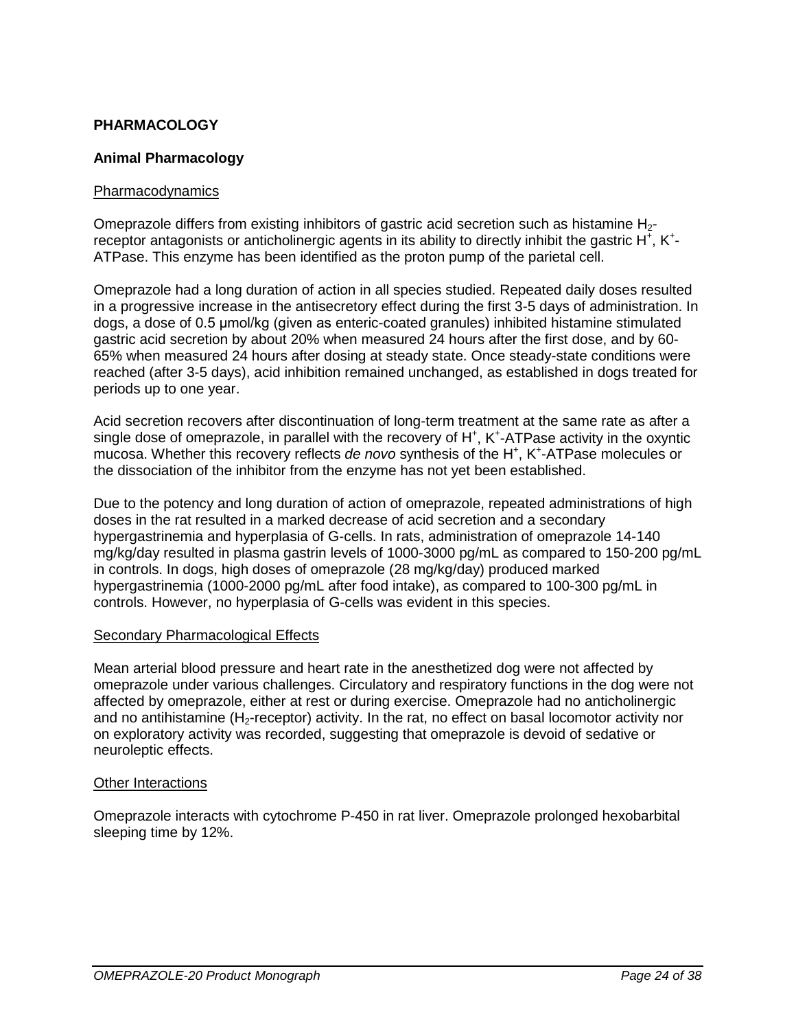## PHARMACOLOGY

### Animal Pharmacology

Pharmacodynamics

Omeprazole differs from existing inhibitors of gastric acid secretion such as histamine $H_2$-receptor antagonists or anticholinergic agents in its ability to directly inhibit the gastric $H^+$, $K^+$-ATPase. This enzyme has been identified as the proton pump of the parietal cell.

Omeprazole had a long duration of action in all species studied. Repeated daily doses resulted in a progressive increase in the antisecretory effect during the first 3-5 days of administration. In dogs, a dose of 0.5 µmol/kg (given as enteric-coated granules) inhibited histamine stimulated gastric acid secretion by about 20% when measured 24 hours after the first dose, and by 60-65% when measured 24 hours after dosing at steady state. Once steady-state conditions were reached (after 3-5 days), acid inhibition remained unchanged, as established in dogs treated for periods up to one year.

Acid secretion recovers after discontinuation of long-term treatment at the same rate as after a single dose of omeprazole, in parallel with the recovery of $H^+$, $K^+$-ATPase activity in the oxyntic mucosa. Whether this recovery reflects *de novo* synthesis of the $H^+$, $K^+$-ATPase molecules or the dissociation of the inhibitor from the enzyme has not yet been established.

Due to the potency and long duration of action of omeprazole, repeated administrations of high doses in the rat resulted in a marked decrease of acid secretion and a secondary hypergastrinemia and hyperplasia of G-cells. In rats, administration of omeprazole 14-140 mg/kg/day resulted in plasma gastrin levels of 1000-3000 pg/mL as compared to 150-200 pg/mL in controls. In dogs, high doses of omeprazole (28 mg/kg/day) produced marked hypergastrinemia (1000-2000 pg/mL after food intake), as compared to 100-300 pg/mL in controls. However, no hyperplasia of G-cells was evident in this species.

Secondary Pharmacological Effects

Mean arterial blood pressure and heart rate in the anesthetized dog were not affected by omeprazole under various challenges. Circulatory and respiratory functions in the dog were not affected by omeprazole, either at rest or during exercise. Omeprazole had no anticholinergic and no antihistamine ($H_2$-receptor) activity. In the rat, no effect on basal locomotor activity nor on exploratory activity was recorded, suggesting that omeprazole is devoid of sedative or neuroleptic effects.

Other Interactions

Omeprazole interacts with cytochrome P-450 in rat liver. Omeprazole prolonged hexobarbital sleeping time by 12%.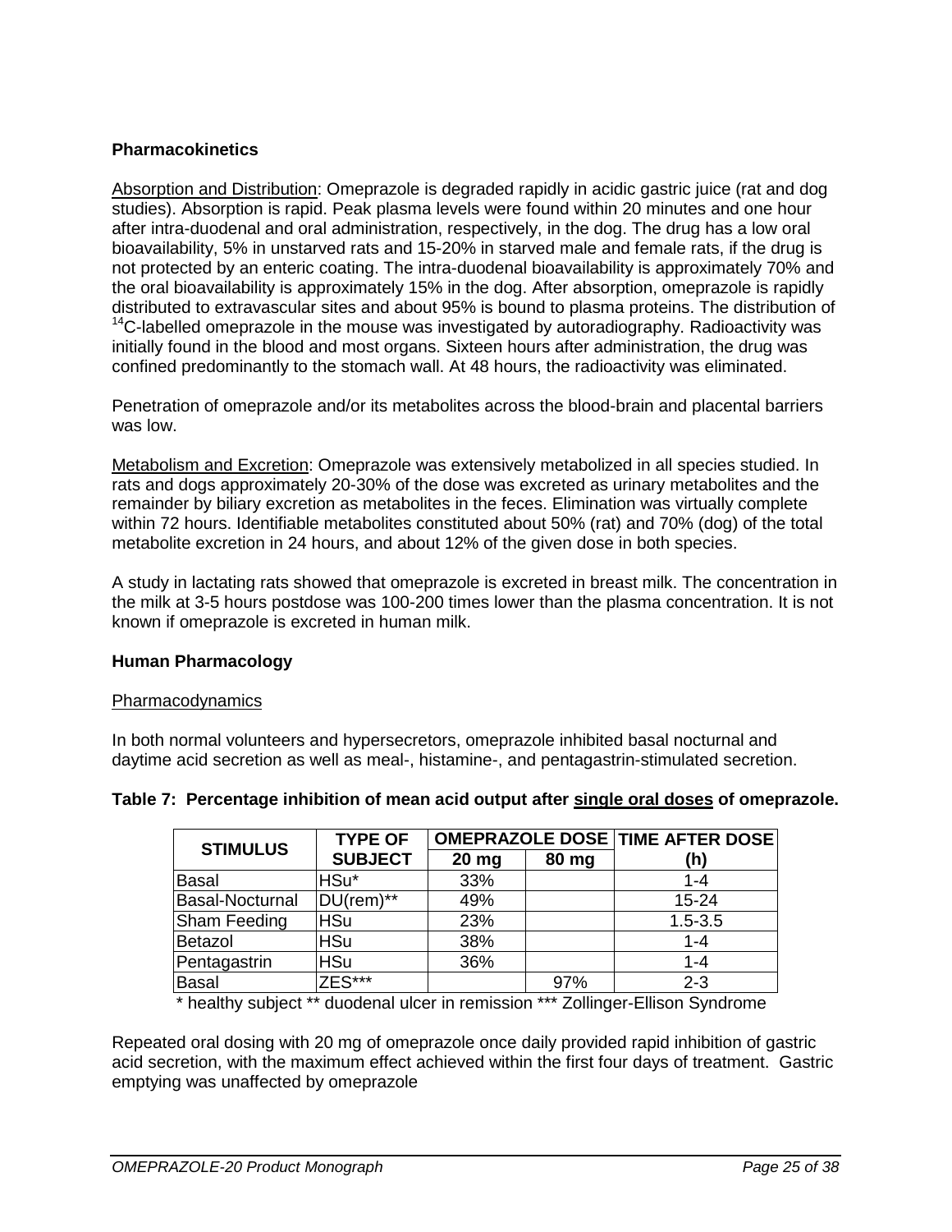### Pharmacokinetics

Absorption and Distribution: Omeprazole is degraded rapidly in acidic gastric juice (rat and dog studies). Absorption is rapid. Peak plasma levels were found within 20 minutes and one hour after intra-duodenal and oral administration, respectively, in the dog. The drug has a low oral bioavailability, 5% in unstarved rats and 15-20% in starved male and female rats, if the drug is not protected by an enteric coating. The intra-duodenal bioavailability is approximately 70% and the oral bioavailability is approximately 15% in the dog. After absorption, omeprazole is rapidly distributed to extravascular sites and about 95% is bound to plasma proteins. The distribution of $^{14}C$-labelled omeprazole in the mouse was investigated by autoradiography. Radioactivity was initially found in the blood and most organs. Sixteen hours after administration, the drug was confined predominantly to the stomach wall. At 48 hours, the radioactivity was eliminated.

Penetration of omeprazole and/or its metabolites across the blood-brain and placental barriers was low.

Metabolism and Excretion: Omeprazole was extensively metabolized in all species studied. In rats and dogs approximately 20-30% of the dose was excreted as urinary metabolites and the remainder by biliary excretion as metabolites in the feces. Elimination was virtually complete within 72 hours. Identifiable metabolites constituted about 50% (rat) and 70% (dog) of the total metabolite excretion in 24 hours, and about 12% of the given dose in both species.

A study in lactating rats showed that omeprazole is excreted in breast milk. The concentration in the milk at 3-5 hours postdose was 100-200 times lower than the plasma concentration. It is not known if omeprazole is excreted in human milk.

### Human Pharmacology

Pharmacodynamics

In both normal volunteers and hypersecretors, omeprazole inhibited basal nocturnal and daytime acid secretion as well as meal-, histamine-, and pentagastrin-stimulated secretion.

**Table 7: Percentage inhibition of mean acid output after single oral doses of omeprazole.**

| STIMULUS | TYPE OF SUBJECT | OMEPRAZOLE DOSE | | TIME AFTER DOSE (h) |
|---|---|---|---|---|
| | | 20 mg | 80 mg | |
| Basal | HSu* | 33% | | 1-4 |
| Basal-Nocturnal | DU(rem)** | 49% | | 15-24 |
| Sham Feeding | HSu | 23% | | 1.5-3.5 |
| Betazol | HSu | 38% | | 1-4 |
| Pentagastrin | HSu | 36% | | 1-4 |
| Basal | ZES*** | | 97% | 2-3 |

\* healthy subject ** duodenal ulcer in remission *** Zollinger-Ellison Syndrome

Repeated oral dosing with 20 mg of omeprazole once daily provided rapid inhibition of gastric acid secretion, with the maximum effect achieved within the first four days of treatment. Gastric emptying was unaffected by omeprazole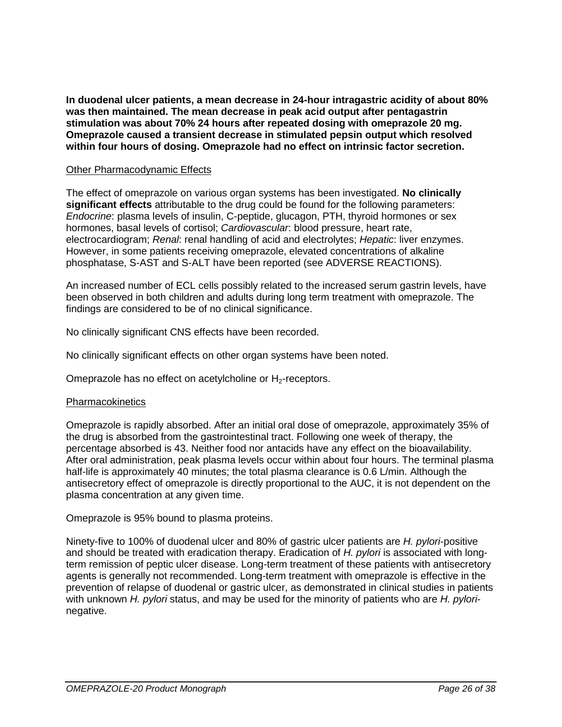**In duodenal ulcer patients, a mean decrease in 24-hour intragastric acidity of about 80% was then maintained. The mean decrease in peak acid output after pentagastrin stimulation was about 70% 24 hours after repeated dosing with omeprazole 20 mg. Omeprazole caused a transient decrease in stimulated pepsin output which resolved within four hours of dosing. Omeprazole had no effect on intrinsic factor secretion.**

Other Pharmacodynamic Effects

The effect of omeprazole on various organ systems has been investigated. **No clinically significant effects** attributable to the drug could be found for the following parameters: *Endocrine*: plasma levels of insulin, C-peptide, glucagon, PTH, thyroid hormones or sex hormones, basal levels of cortisol; *Cardiovascular*: blood pressure, heart rate, electrocardiogram; *Renal*: renal handling of acid and electrolytes; *Hepatic*: liver enzymes. However, in some patients receiving omeprazole, elevated concentrations of alkaline phosphatase, S-AST and S-ALT have been reported (see ADVERSE REACTIONS).

An increased number of ECL cells possibly related to the increased serum gastrin levels, have been observed in both children and adults during long term treatment with omeprazole. The findings are considered to be of no clinical significance.

No clinically significant CNS effects have been recorded.

No clinically significant effects on other organ systems have been noted.

Omeprazole has no effect on acetylcholine or $H_2$-receptors.

Pharmacokinetics

Omeprazole is rapidly absorbed. After an initial oral dose of omeprazole, approximately 35% of the drug is absorbed from the gastrointestinal tract. Following one week of therapy, the percentage absorbed is 43. Neither food nor antacids have any effect on the bioavailability. After oral administration, peak plasma levels occur within about four hours. The terminal plasma half-life is approximately 40 minutes; the total plasma clearance is 0.6 L/min. Although the antisecretory effect of omeprazole is directly proportional to the AUC, it is not dependent on the plasma concentration at any given time.

Omeprazole is 95% bound to plasma proteins.

Ninety-five to 100% of duodenal ulcer and 80% of gastric ulcer patients are *H. pylori*-positive and should be treated with eradication therapy. Eradication of *H. pylori* is associated with long-term remission of peptic ulcer disease. Long-term treatment of these patients with antisecretory agents is generally not recommended. Long-term treatment with omeprazole is effective in the prevention of relapse of duodenal or gastric ulcer, as demonstrated in clinical studies in patients with unknown *H. pylori* status, and may be used for the minority of patients who are *H. pylori*-negative.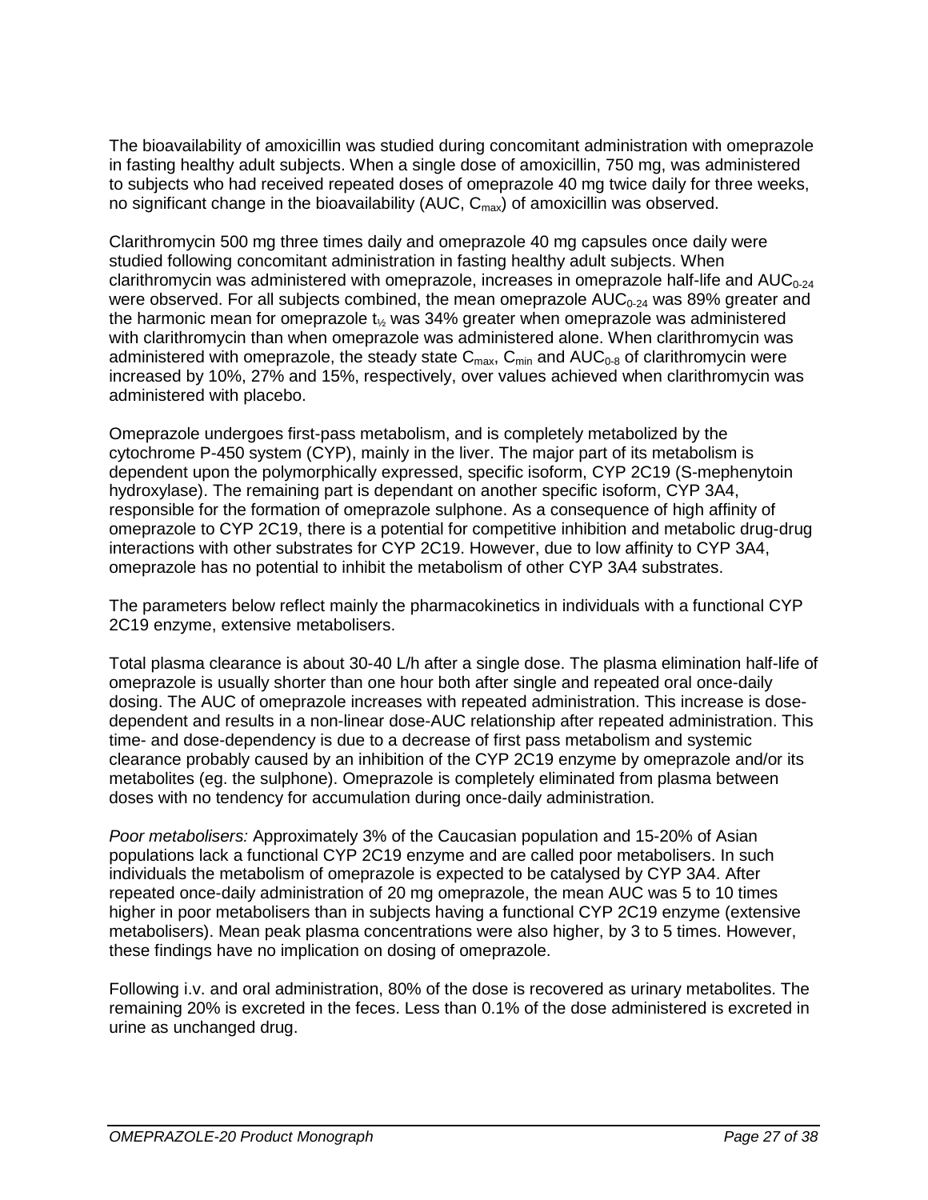The bioavailability of amoxicillin was studied during concomitant administration with omeprazole in fasting healthy adult subjects. When a single dose of amoxicillin, 750 mg, was administered to subjects who had received repeated doses of omeprazole 40 mg twice daily for three weeks, no significant change in the bioavailability (AUC, $C_{max}$) of amoxicillin was observed.

Clarithromycin 500 mg three times daily and omeprazole 40 mg capsules once daily were studied following concomitant administration in fasting healthy adult subjects. When clarithromycin was administered with omeprazole, increases in omeprazole half-life and $AUC_{0-24}$ were observed. For all subjects combined, the mean omeprazole $AUC_{0-24}$ was 89% greater and the harmonic mean for omeprazole $t_{½}$ was 34% greater when omeprazole was administered with clarithromycin than when omeprazole was administered alone. When clarithromycin was administered with omeprazole, the steady state $C_{max}$, $C_{min}$ and $AUC_{0-8}$ of clarithromycin were increased by 10%, 27% and 15%, respectively, over values achieved when clarithromycin was administered with placebo.

Omeprazole undergoes first-pass metabolism, and is completely metabolized by the cytochrome P-450 system (CYP), mainly in the liver. The major part of its metabolism is dependent upon the polymorphically expressed, specific isoform, CYP 2C19 (S-mephenytoin hydroxylase). The remaining part is dependant on another specific isoform, CYP 3A4, responsible for the formation of omeprazole sulphone. As a consequence of high affinity of omeprazole to CYP 2C19, there is a potential for competitive inhibition and metabolic drug-drug interactions with other substrates for CYP 2C19. However, due to low affinity to CYP 3A4, omeprazole has no potential to inhibit the metabolism of other CYP 3A4 substrates.

The parameters below reflect mainly the pharmacokinetics in individuals with a functional CYP 2C19 enzyme, extensive metabolisers.

Total plasma clearance is about 30-40 L/h after a single dose. The plasma elimination half-life of omeprazole is usually shorter than one hour both after single and repeated oral once-daily dosing. The AUC of omeprazole increases with repeated administration. This increase is dose-dependent and results in a non-linear dose-AUC relationship after repeated administration. This time- and dose-dependency is due to a decrease of first pass metabolism and systemic clearance probably caused by an inhibition of the CYP 2C19 enzyme by omeprazole and/or its metabolites (eg. the sulphone). Omeprazole is completely eliminated from plasma between doses with no tendency for accumulation during once-daily administration.

*Poor metabolisers:* Approximately 3% of the Caucasian population and 15-20% of Asian populations lack a functional CYP 2C19 enzyme and are called poor metabolisers. In such individuals the metabolism of omeprazole is expected to be catalysed by CYP 3A4. After repeated once-daily administration of 20 mg omeprazole, the mean AUC was 5 to 10 times higher in poor metabolisers than in subjects having a functional CYP 2C19 enzyme (extensive metabolisers). Mean peak plasma concentrations were also higher, by 3 to 5 times. However, these findings have no implication on dosing of omeprazole.

Following i.v. and oral administration, 80% of the dose is recovered as urinary metabolites. The remaining 20% is excreted in the feces. Less than 0.1% of the dose administered is excreted in urine as unchanged drug.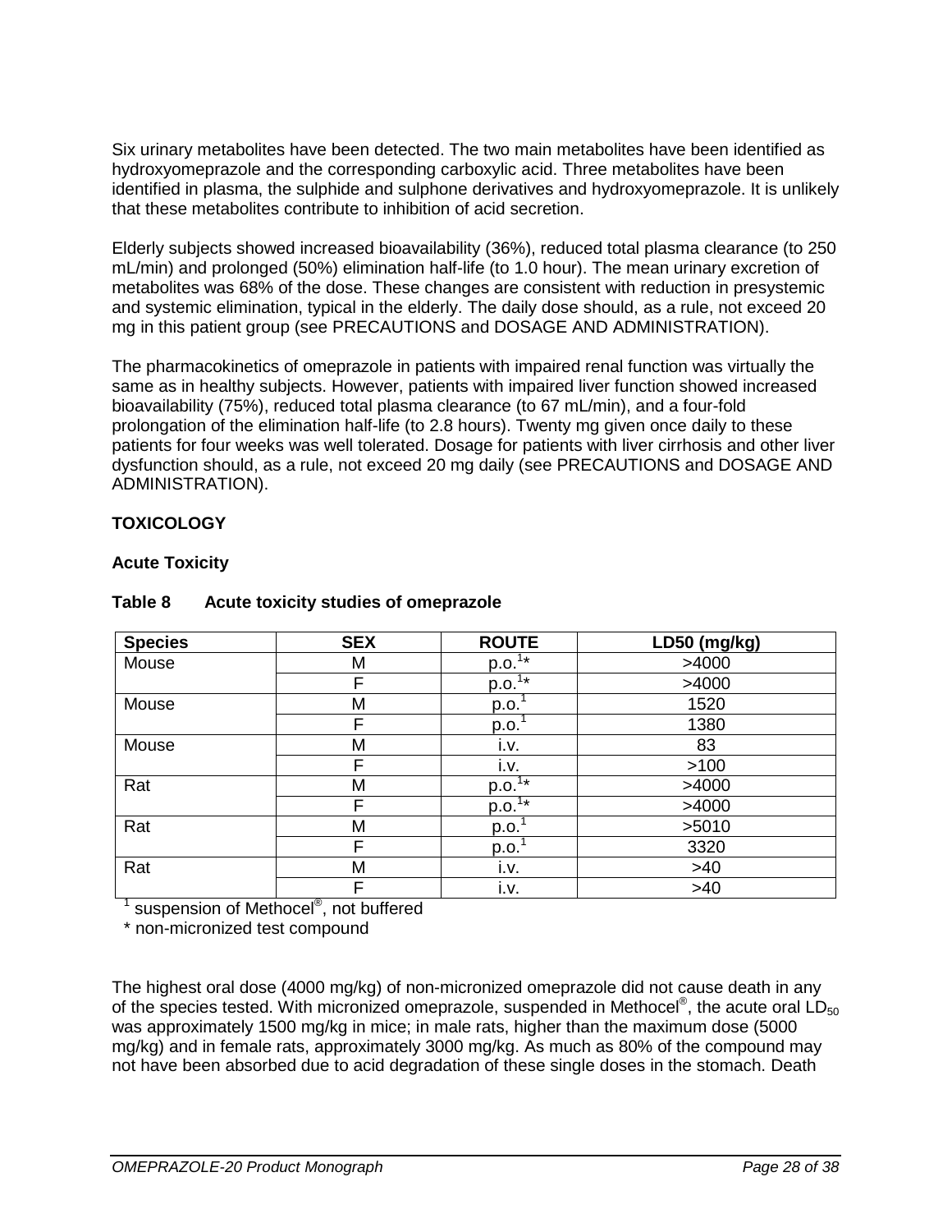Six urinary metabolites have been detected. The two main metabolites have been identified as hydroxyomeprazole and the corresponding carboxylic acid. Three metabolites have been identified in plasma, the sulphide and sulphone derivatives and hydroxyomeprazole. It is unlikely that these metabolites contribute to inhibition of acid secretion.

Elderly subjects showed increased bioavailability (36%), reduced total plasma clearance (to 250 mL/min) and prolonged (50%) elimination half-life (to 1.0 hour). The mean urinary excretion of metabolites was 68% of the dose. These changes are consistent with reduction in presystemic and systemic elimination, typical in the elderly. The daily dose should, as a rule, not exceed 20 mg in this patient group (see PRECAUTIONS and DOSAGE AND ADMINISTRATION).

The pharmacokinetics of omeprazole in patients with impaired renal function was virtually the same as in healthy subjects. However, patients with impaired liver function showed increased bioavailability (75%), reduced total plasma clearance (to 67 mL/min), and a four-fold prolongation of the elimination half-life (to 2.8 hours). Twenty mg given once daily to these patients for four weeks was well tolerated. Dosage for patients with liver cirrhosis and other liver dysfunction should, as a rule, not exceed 20 mg daily (see PRECAUTIONS and DOSAGE AND ADMINISTRATION).

## TOXICOLOGY

### Acute Toxicity

**Table 8 Acute toxicity studies of omeprazole**

| Species | SEX | ROUTE | LD50 (mg/kg) |
|---|---|---|---|
| Mouse | M | p.o.[1]* | >4000 |
| | F | p.o.[1]* | >4000 |
| Mouse | M | p.o.[1] | 1520 |
| | F | p.o.[1] | 1380 |
| Mouse | M | i.v. | 83 |
| | F | i.v. | >100 |
| Rat | M | p.o.[1]* | >4000 |
| | F | p.o.[1]* | >4000 |
| Rat | M | p.o.[1] | >5010 |
| | F | p.o.[1] | 3320 |
| Rat | M | i.v. | >40 |
| | F | i.v. | >40 |

[1] suspension of Methocel®, not buffered

* non-micronized test compound

The highest oral dose (4000 mg/kg) of non-micronized omeprazole did not cause death in any of the species tested. With micronized omeprazole, suspended in Methocel®, the acute oral $LD_{50}$ was approximately 1500 mg/kg in mice; in male rats, higher than the maximum dose (5000 mg/kg) and in female rats, approximately 3000 mg/kg. As much as 80% of the compound may not have been absorbed due to acid degradation of these single doses in the stomach. Death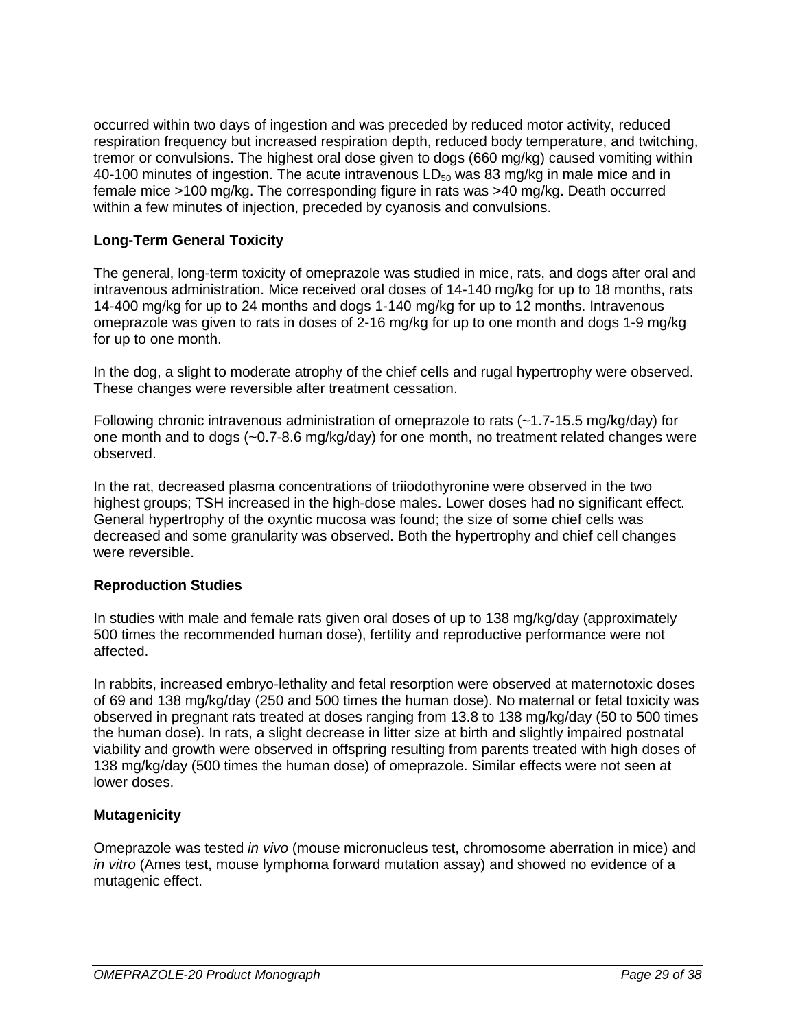occurred within two days of ingestion and was preceded by reduced motor activity, reduced respiration frequency but increased respiration depth, reduced body temperature, and twitching, tremor or convulsions. The highest oral dose given to dogs (660 mg/kg) caused vomiting within 40-100 minutes of ingestion. The acute intravenous $LD_{50}$ was 83 mg/kg in male mice and in female mice >100 mg/kg. The corresponding figure in rats was >40 mg/kg. Death occurred within a few minutes of injection, preceded by cyanosis and convulsions.

### Long-Term General Toxicity

The general, long-term toxicity of omeprazole was studied in mice, rats, and dogs after oral and intravenous administration. Mice received oral doses of 14-140 mg/kg for up to 18 months, rats 14-400 mg/kg for up to 24 months and dogs 1-140 mg/kg for up to 12 months. Intravenous omeprazole was given to rats in doses of 2-16 mg/kg for up to one month and dogs 1-9 mg/kg for up to one month.

In the dog, a slight to moderate atrophy of the chief cells and rugal hypertrophy were observed. These changes were reversible after treatment cessation.

Following chronic intravenous administration of omeprazole to rats (~1.7-15.5 mg/kg/day) for one month and to dogs (~0.7-8.6 mg/kg/day) for one month, no treatment related changes were observed.

In the rat, decreased plasma concentrations of triiodothyronine were observed in the two highest groups; TSH increased in the high-dose males. Lower doses had no significant effect. General hypertrophy of the oxyntic mucosa was found; the size of some chief cells was decreased and some granularity was observed. Both the hypertrophy and chief cell changes were reversible.

### Reproduction Studies

In studies with male and female rats given oral doses of up to 138 mg/kg/day (approximately 500 times the recommended human dose), fertility and reproductive performance were not affected.

In rabbits, increased embryo-lethality and fetal resorption were observed at maternotoxic doses of 69 and 138 mg/kg/day (250 and 500 times the human dose). No maternal or fetal toxicity was observed in pregnant rats treated at doses ranging from 13.8 to 138 mg/kg/day (50 to 500 times the human dose). In rats, a slight decrease in litter size at birth and slightly impaired postnatal viability and growth were observed in offspring resulting from parents treated with high doses of 138 mg/kg/day (500 times the human dose) of omeprazole. Similar effects were not seen at lower doses.

### Mutagenicity

Omeprazole was tested *in vivo* (mouse micronucleus test, chromosome aberration in mice) and *in vitro* (Ames test, mouse lymphoma forward mutation assay) and showed no evidence of a mutagenic effect.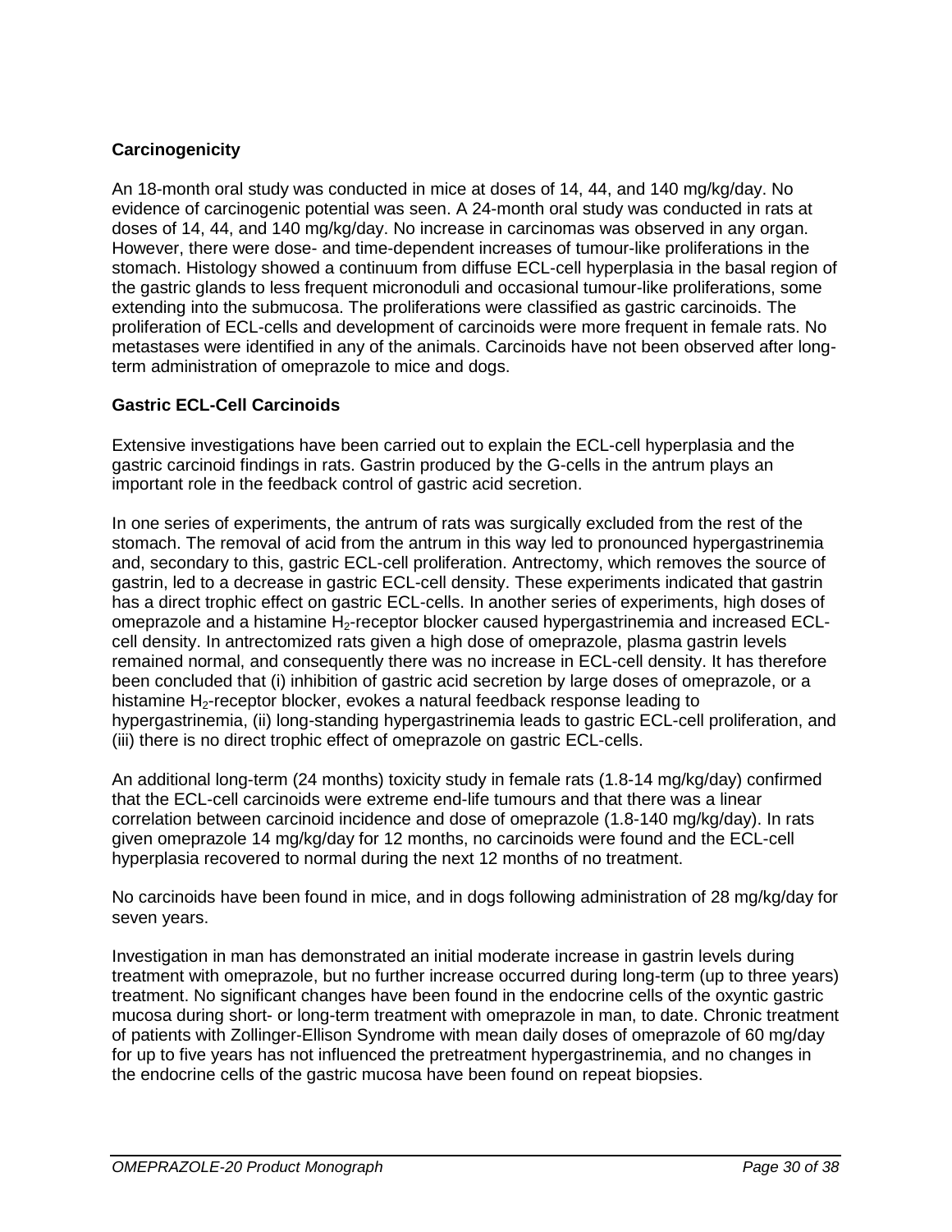**Carcinogenicity**

An 18-month oral study was conducted in mice at doses of 14, 44, and 140 mg/kg/day. No evidence of carcinogenic potential was seen. A 24-month oral study was conducted in rats at doses of 14, 44, and 140 mg/kg/day. No increase in carcinomas was observed in any organ. However, there were dose- and time-dependent increases of tumour-like proliferations in the stomach. Histology showed a continuum from diffuse ECL-cell hyperplasia in the basal region of the gastric glands to less frequent micronoduli and occasional tumour-like proliferations, some extending into the submucosa. The proliferations were classified as gastric carcinoids. The proliferation of ECL-cells and development of carcinoids were more frequent in female rats. No metastases were identified in any of the animals. Carcinoids have not been observed after long-term administration of omeprazole to mice and dogs.

**Gastric ECL-Cell Carcinoids**

Extensive investigations have been carried out to explain the ECL-cell hyperplasia and the gastric carcinoid findings in rats. Gastrin produced by the G-cells in the antrum plays an important role in the feedback control of gastric acid secretion.

In one series of experiments, the antrum of rats was surgically excluded from the rest of the stomach. The removal of acid from the antrum in this way led to pronounced hypergastrinemia and, secondary to this, gastric ECL-cell proliferation. Antrectomy, which removes the source of gastrin, led to a decrease in gastric ECL-cell density. These experiments indicated that gastrin has a direct trophic effect on gastric ECL-cells. In another series of experiments, high doses of omeprazole and a histamine $H_2$-receptor blocker caused hypergastrinemia and increased ECL-cell density. In antrectomized rats given a high dose of omeprazole, plasma gastrin levels remained normal, and consequently there was no increase in ECL-cell density. It has therefore been concluded that (i) inhibition of gastric acid secretion by large doses of omeprazole, or a histamine $H_2$-receptor blocker, evokes a natural feedback response leading to hypergastrinemia, (ii) long-standing hypergastrinemia leads to gastric ECL-cell proliferation, and (iii) there is no direct trophic effect of omeprazole on gastric ECL-cells.

An additional long-term (24 months) toxicity study in female rats (1.8-14 mg/kg/day) confirmed that the ECL-cell carcinoids were extreme end-life tumours and that there was a linear correlation between carcinoid incidence and dose of omeprazole (1.8-140 mg/kg/day). In rats given omeprazole 14 mg/kg/day for 12 months, no carcinoids were found and the ECL-cell hyperplasia recovered to normal during the next 12 months of no treatment.

No carcinoids have been found in mice, and in dogs following administration of 28 mg/kg/day for seven years.

Investigation in man has demonstrated an initial moderate increase in gastrin levels during treatment with omeprazole, but no further increase occurred during long-term (up to three years) treatment. No significant changes have been found in the endocrine cells of the oxyntic gastric mucosa during short- or long-term treatment with omeprazole in man, to date. Chronic treatment of patients with Zollinger-Ellison Syndrome with mean daily doses of omeprazole of 60 mg/day for up to five years has not influenced the pretreatment hypergastrinemia, and no changes in the endocrine cells of the gastric mucosa have been found on repeat biopsies.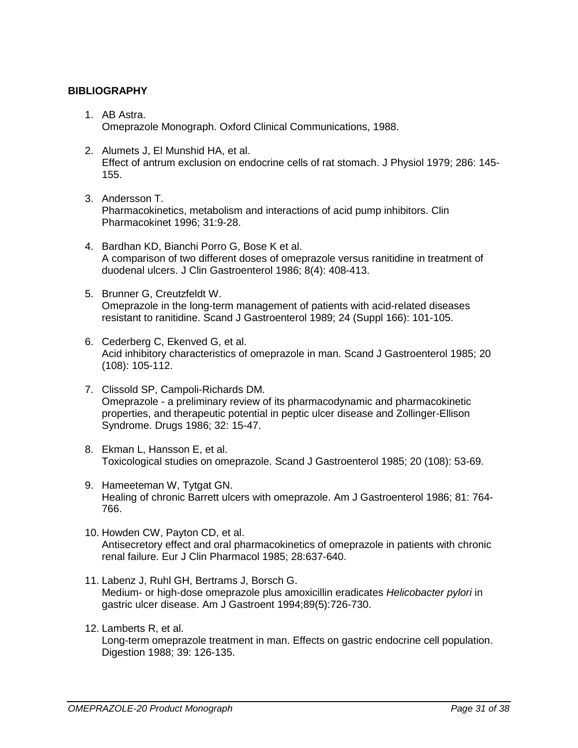**BIBLIOGRAPHY**

1. AB Astra.
   Omeprazole Monograph. Oxford Clinical Communications, 1988.

2. Alumets J, El Munshid HA, et al.
   Effect of antrum exclusion on endocrine cells of rat stomach. J Physiol 1979; 286: 145-155.

3. Andersson T.
   Pharmacokinetics, metabolism and interactions of acid pump inhibitors. Clin Pharmacokinet 1996; 31:9-28.

4. Bardhan KD, Bianchi Porro G, Bose K et al.
   A comparison of two different doses of omeprazole versus ranitidine in treatment of duodenal ulcers. J Clin Gastroenterol 1986; 8(4): 408-413.

5. Brunner G, Creutzfeldt W.
   Omeprazole in the long-term management of patients with acid-related diseases resistant to ranitidine. Scand J Gastroenterol 1989; 24 (Suppl 166): 101-105.

6. Cederberg C, Ekenved G, et al.
   Acid inhibitory characteristics of omeprazole in man. Scand J Gastroenterol 1985; 20 (108): 105-112.

7. Clissold SP, Campoli-Richards DM.
   Omeprazole - a preliminary review of its pharmacodynamic and pharmacokinetic properties, and therapeutic potential in peptic ulcer disease and Zollinger-Ellison Syndrome. Drugs 1986; 32: 15-47.

8. Ekman L, Hansson E, et al.
   Toxicological studies on omeprazole. Scand J Gastroenterol 1985; 20 (108): 53-69.

9. Hameeteman W, Tytgat GN.
   Healing of chronic Barrett ulcers with omeprazole. Am J Gastroenterol 1986; 81: 764-766.

10. Howden CW, Payton CD, et al.
    Antisecretory effect and oral pharmacokinetics of omeprazole in patients with chronic renal failure. Eur J Clin Pharmacol 1985; 28:637-640.

11. Labenz J, Ruhl GH, Bertrams J, Borsch G.
    Medium- or high-dose omeprazole plus amoxicillin eradicates *Helicobacter pylori* in gastric ulcer disease. Am J Gastroent 1994;89(5):726-730.

12. Lamberts R, et al.
    Long-term omeprazole treatment in man. Effects on gastric endocrine cell population. Digestion 1988; 39: 126-135.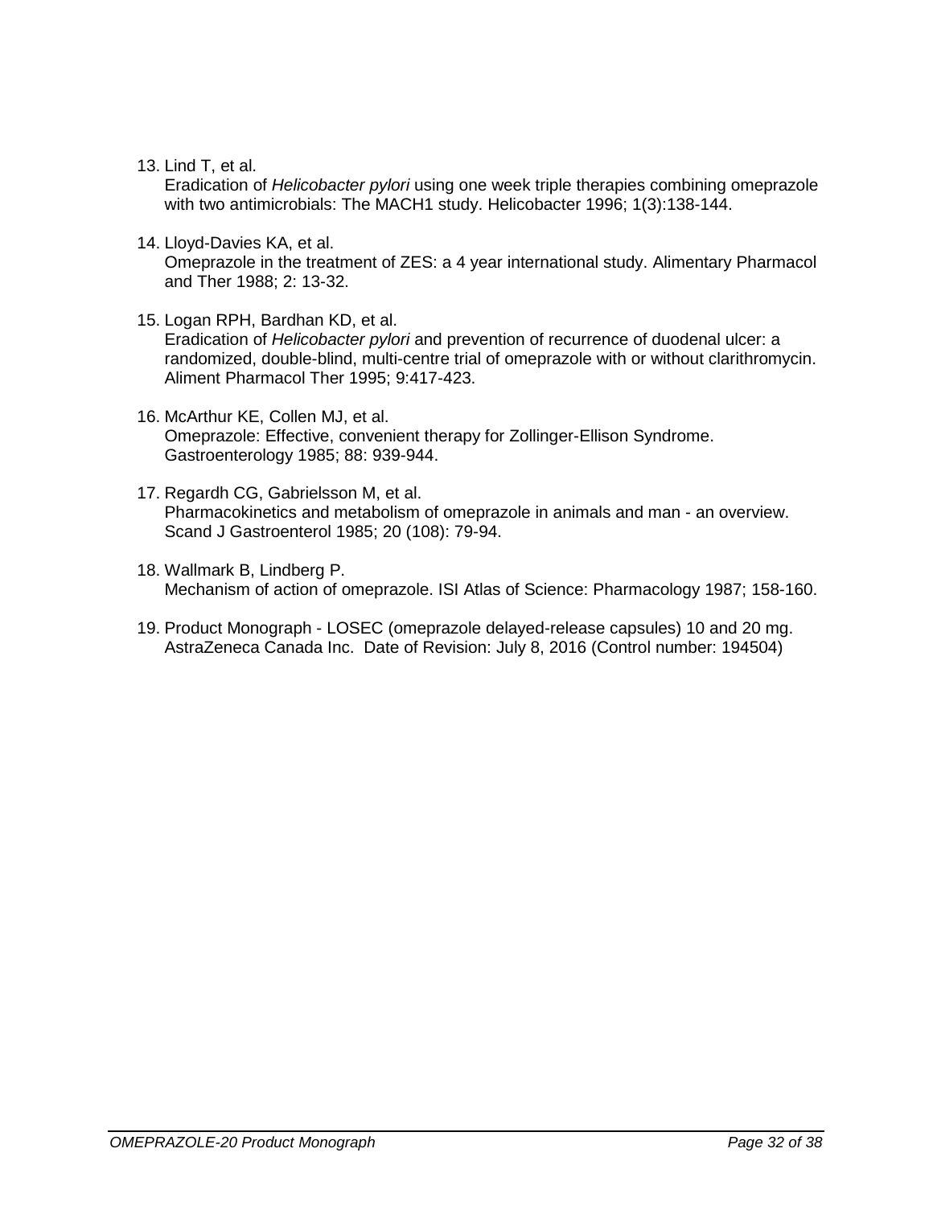13. Lind T, et al.
    Eradication of *Helicobacter pylori* using one week triple therapies combining omeprazole with two antimicrobials: The MACH1 study. Helicobacter 1996; 1(3):138-144.

14. Lloyd-Davies KA, et al.
    Omeprazole in the treatment of ZES: a 4 year international study. Alimentary Pharmacol and Ther 1988; 2: 13-32.

15. Logan RPH, Bardhan KD, et al.
    Eradication of *Helicobacter pylori* and prevention of recurrence of duodenal ulcer: a randomized, double-blind, multi-centre trial of omeprazole with or without clarithromycin. Aliment Pharmacol Ther 1995; 9:417-423.

16. McArthur KE, Collen MJ, et al.
    Omeprazole: Effective, convenient therapy for Zollinger-Ellison Syndrome. Gastroenterology 1985; 88: 939-944.

17. Regardh CG, Gabrielsson M, et al.
    Pharmacokinetics and metabolism of omeprazole in animals and man - an overview. Scand J Gastroenterol 1985; 20 (108): 79-94.

18. Wallmark B, Lindberg P.
    Mechanism of action of omeprazole. ISI Atlas of Science: Pharmacology 1987; 158-160.

19. Product Monograph - LOSEC (omeprazole delayed-release capsules) 10 and 20 mg. AstraZeneca Canada Inc. Date of Revision: July 8, 2016 (Control number: 194504)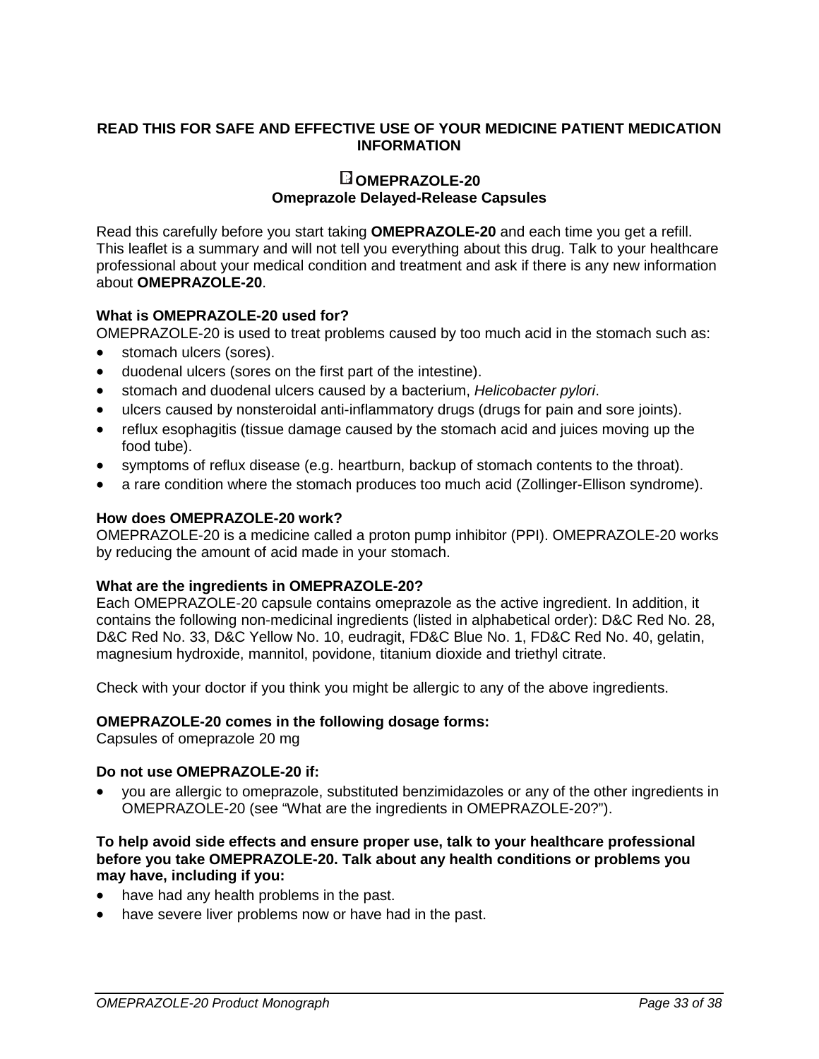**READ THIS FOR SAFE AND EFFECTIVE USE OF YOUR MEDICINE PATIENT MEDICATION INFORMATION**

**OMEPRAZOLE-20**
**Omeprazole Delayed-Release Capsules**

Read this carefully before you start taking **OMEPRAZOLE-20** and each time you get a refill. This leaflet is a summary and will not tell you everything about this drug. Talk to your healthcare professional about your medical condition and treatment and ask if there is any new information about **OMEPRAZOLE-20**.

**What is OMEPRAZOLE-20 used for?**
OMEPRAZOLE-20 is used to treat problems caused by too much acid in the stomach such as:

- stomach ulcers (sores).
- duodenal ulcers (sores on the first part of the intestine).
- stomach and duodenal ulcers caused by a bacterium, *Helicobacter pylori*.
- ulcers caused by nonsteroidal anti-inflammatory drugs (drugs for pain and sore joints).
- reflux esophagitis (tissue damage caused by the stomach acid and juices moving up the food tube).
- symptoms of reflux disease (e.g. heartburn, backup of stomach contents to the throat).
- a rare condition where the stomach produces too much acid (Zollinger-Ellison syndrome).

**How does OMEPRAZOLE-20 work?**
OMEPRAZOLE-20 is a medicine called a proton pump inhibitor (PPI). OMEPRAZOLE-20 works by reducing the amount of acid made in your stomach.

**What are the ingredients in OMEPRAZOLE-20?**
Each OMEPRAZOLE-20 capsule contains omeprazole as the active ingredient. In addition, it contains the following non-medicinal ingredients (listed in alphabetical order): D&C Red No. 28, D&C Red No. 33, D&C Yellow No. 10, eudragit, FD&C Blue No. 1, FD&C Red No. 40, gelatin, magnesium hydroxide, mannitol, povidone, titanium dioxide and triethyl citrate.

Check with your doctor if you think you might be allergic to any of the above ingredients.

**OMEPRAZOLE-20 comes in the following dosage forms:**
Capsules of omeprazole 20 mg

**Do not use OMEPRAZOLE-20 if:**

- you are allergic to omeprazole, substituted benzimidazoles or any of the other ingredients in OMEPRAZOLE-20 (see "What are the ingredients in OMEPRAZOLE-20?").

**To help avoid side effects and ensure proper use, talk to your healthcare professional before you take OMEPRAZOLE-20. Talk about any health conditions or problems you may have, including if you:**

- have had any health problems in the past.
- have severe liver problems now or have had in the past.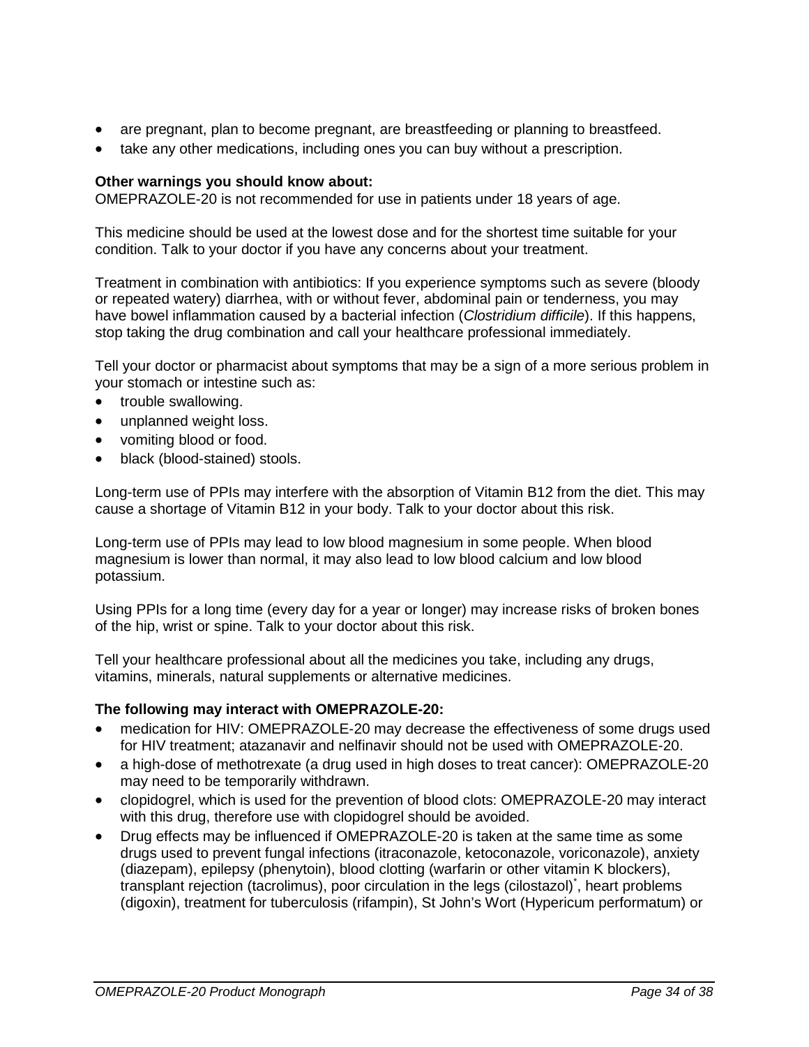- are pregnant, plan to become pregnant, are breastfeeding or planning to breastfeed.
- take any other medications, including ones you can buy without a prescription.

**Other warnings you should know about:**
OMEPRAZOLE-20 is not recommended for use in patients under 18 years of age.

This medicine should be used at the lowest dose and for the shortest time suitable for your condition. Talk to your doctor if you have any concerns about your treatment.

Treatment in combination with antibiotics: If you experience symptoms such as severe (bloody or repeated watery) diarrhea, with or without fever, abdominal pain or tenderness, you may have bowel inflammation caused by a bacterial infection (*Clostridium difficile*). If this happens, stop taking the drug combination and call your healthcare professional immediately.

Tell your doctor or pharmacist about symptoms that may be a sign of a more serious problem in your stomach or intestine such as:

- trouble swallowing.
- unplanned weight loss.
- vomiting blood or food.
- black (blood-stained) stools.

Long-term use of PPIs may interfere with the absorption of Vitamin B12 from the diet. This may cause a shortage of Vitamin B12 in your body. Talk to your doctor about this risk.

Long-term use of PPIs may lead to low blood magnesium in some people. When blood magnesium is lower than normal, it may also lead to low blood calcium and low blood potassium.

Using PPIs for a long time (every day for a year or longer) may increase risks of broken bones of the hip, wrist or spine. Talk to your doctor about this risk.

Tell your healthcare professional about all the medicines you take, including any drugs, vitamins, minerals, natural supplements or alternative medicines.

**The following may interact with OMEPRAZOLE-20:**

- medication for HIV: OMEPRAZOLE-20 may decrease the effectiveness of some drugs used for HIV treatment; atazanavir and nelfinavir should not be used with OMEPRAZOLE-20.
- a high-dose of methotrexate (a drug used in high doses to treat cancer): OMEPRAZOLE-20 may need to be temporarily withdrawn.
- clopidogrel, which is used for the prevention of blood clots: OMEPRAZOLE-20 may interact with this drug, therefore use with clopidogrel should be avoided.
- Drug effects may be influenced if OMEPRAZOLE-20 is taken at the same time as some drugs used to prevent fungal infections (itraconazole, ketoconazole, voriconazole), anxiety (diazepam), epilepsy (phenytoin), blood clotting (warfarin or other vitamin K blockers), transplant rejection (tacrolimus), poor circulation in the legs (cilostazol)[*], heart problems (digoxin), treatment for tuberculosis (rifampin), St John's Wort (Hypericum performatum) or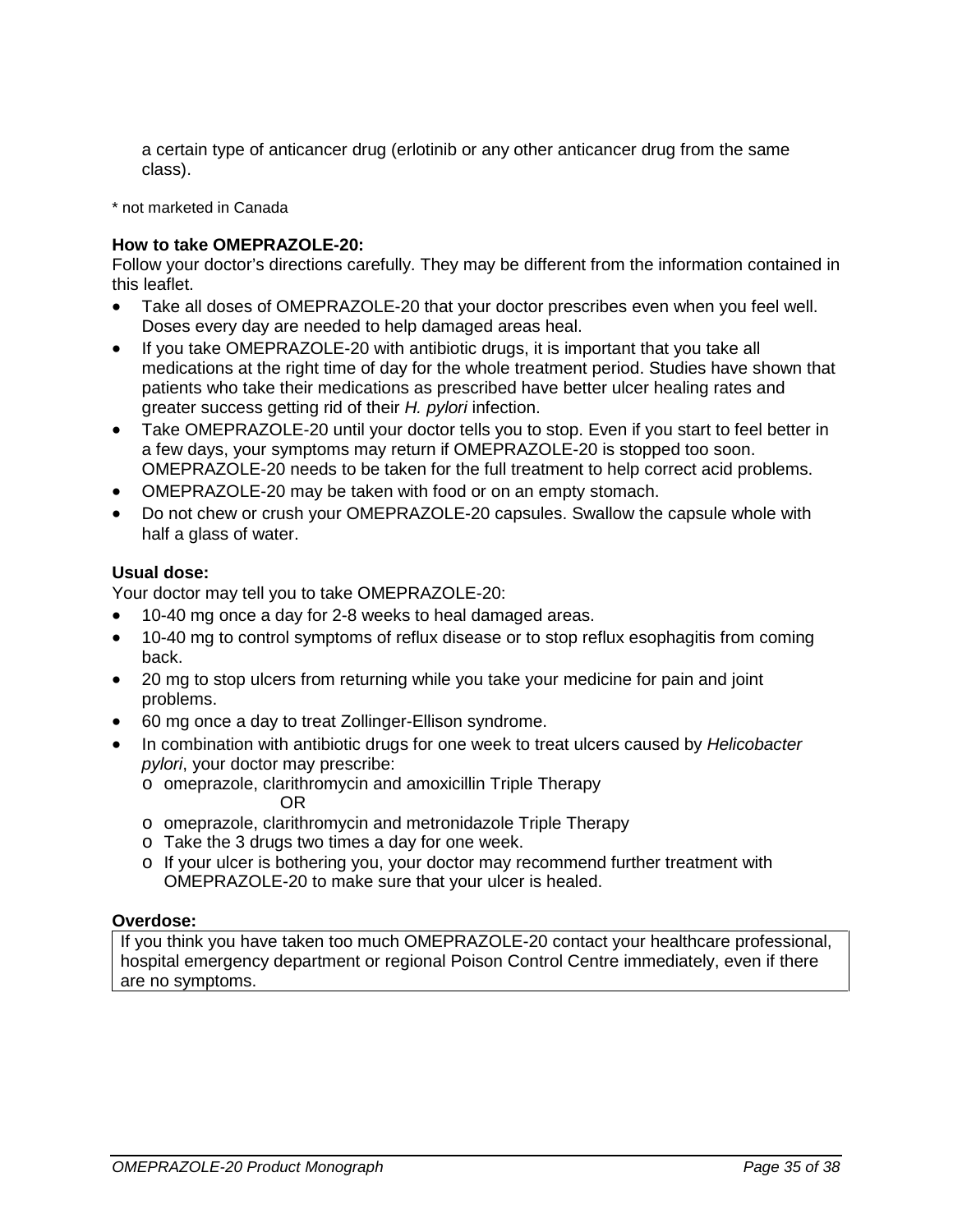a certain type of anticancer drug (erlotinib or any other anticancer drug from the same class).

\* not marketed in Canada

**How to take OMEPRAZOLE-20:**
Follow your doctor's directions carefully. They may be different from the information contained in this leaflet.

- Take all doses of OMEPRAZOLE-20 that your doctor prescribes even when you feel well. Doses every day are needed to help damaged areas heal.
- If you take OMEPRAZOLE-20 with antibiotic drugs, it is important that you take all medications at the right time of day for the whole treatment period. Studies have shown that patients who take their medications as prescribed have better ulcer healing rates and greater success getting rid of their *H. pylori* infection.
- Take OMEPRAZOLE-20 until your doctor tells you to stop. Even if you start to feel better in a few days, your symptoms may return if OMEPRAZOLE-20 is stopped too soon. OMEPRAZOLE-20 needs to be taken for the full treatment to help correct acid problems.
- OMEPRAZOLE-20 may be taken with food or on an empty stomach.
- Do not chew or crush your OMEPRAZOLE-20 capsules. Swallow the capsule whole with half a glass of water.

**Usual dose:**
Your doctor may tell you to take OMEPRAZOLE-20:

- 10-40 mg once a day for 2-8 weeks to heal damaged areas.
- 10-40 mg to control symptoms of reflux disease or to stop reflux esophagitis from coming back.
- 20 mg to stop ulcers from returning while you take your medicine for pain and joint problems.
- 60 mg once a day to treat Zollinger-Ellison syndrome.
- In combination with antibiotic drugs for one week to treat ulcers caused by *Helicobacter pylori*, your doctor may prescribe:
  - omeprazole, clarithromycin and amoxicillin Triple Therapy
    
    OR
  - omeprazole, clarithromycin and metronidazole Triple Therapy
  - Take the 3 drugs two times a day for one week.
  - If your ulcer is bothering you, your doctor may recommend further treatment with OMEPRAZOLE-20 to make sure that your ulcer is healed.

**Overdose:**

| If you think you have taken too much OMEPRAZOLE-20 contact your healthcare professional, hospital emergency department or regional Poison Control Centre immediately, even if there are no symptoms. |
|---|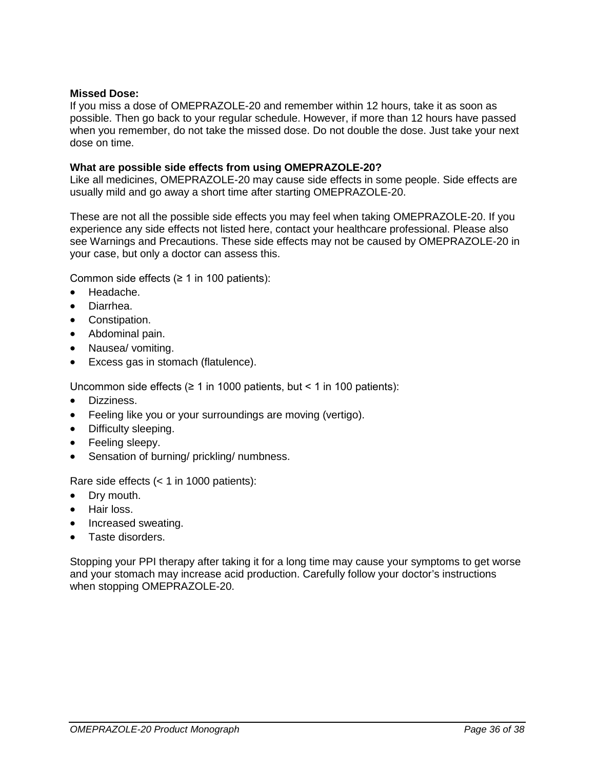**Missed Dose:**
If you miss a dose of OMEPRAZOLE-20 and remember within 12 hours, take it as soon as possible. Then go back to your regular schedule. However, if more than 12 hours have passed when you remember, do not take the missed dose. Do not double the dose. Just take your next dose on time.

**What are possible side effects from using OMEPRAZOLE-20?**
Like all medicines, OMEPRAZOLE-20 may cause side effects in some people. Side effects are usually mild and go away a short time after starting OMEPRAZOLE-20.

These are not all the possible side effects you may feel when taking OMEPRAZOLE-20. If you experience any side effects not listed here, contact your healthcare professional. Please also see Warnings and Precautions. These side effects may not be caused by OMEPRAZOLE-20 in your case, but only a doctor can assess this.

Common side effects (≥ 1 in 100 patients):

- Headache.
- Diarrhea.
- Constipation.
- Abdominal pain.
- Nausea/ vomiting.
- Excess gas in stomach (flatulence).

Uncommon side effects (≥ 1 in 1000 patients, but < 1 in 100 patients):

- Dizziness.
- Feeling like you or your surroundings are moving (vertigo).
- Difficulty sleeping.
- Feeling sleepy.
- Sensation of burning/ prickling/ numbness.

Rare side effects (< 1 in 1000 patients):

- Dry mouth.
- Hair loss.
- Increased sweating.
- Taste disorders.

Stopping your PPI therapy after taking it for a long time may cause your symptoms to get worse and your stomach may increase acid production. Carefully follow your doctor's instructions when stopping OMEPRAZOLE-20.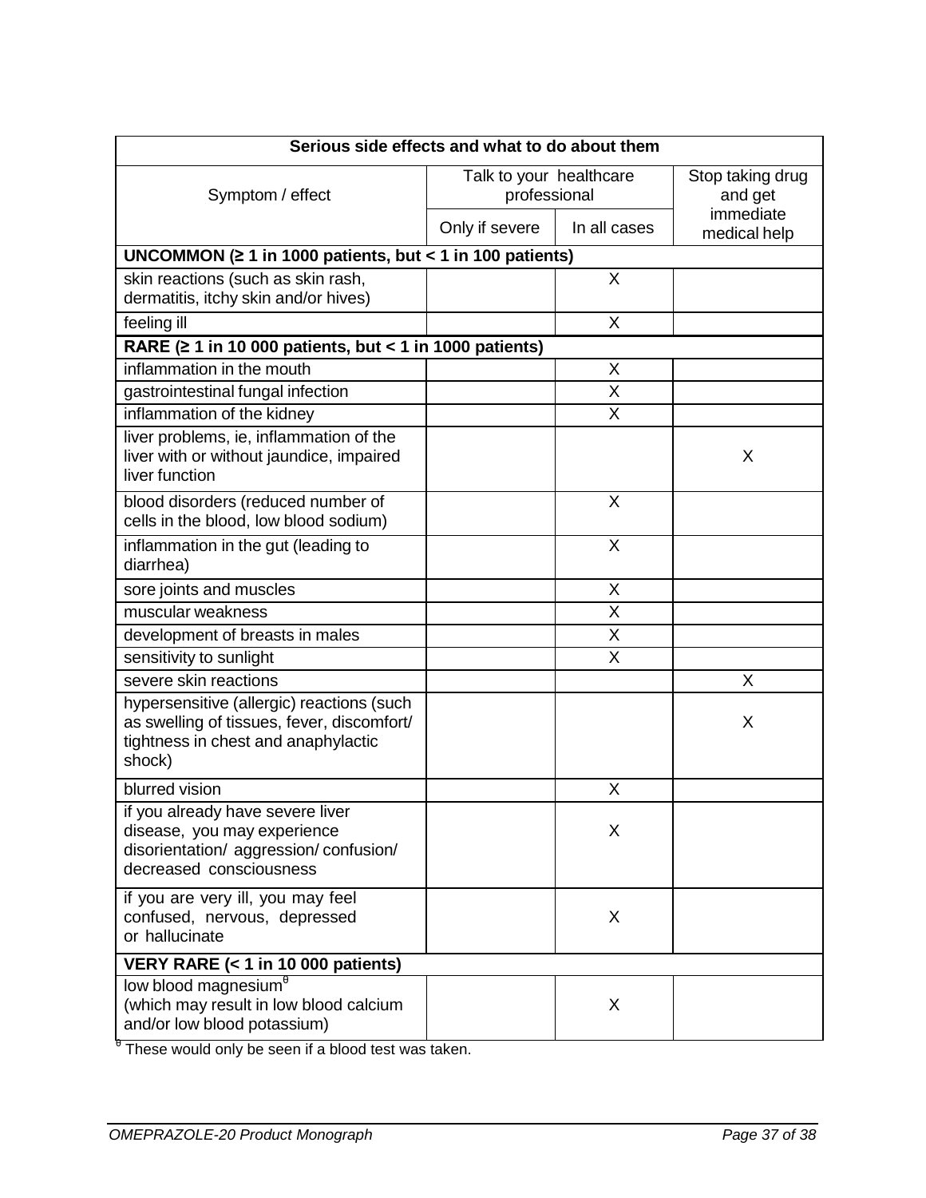| Serious side effects and what to do about them | | | |
|---|---|---|---|
| Symptom / effect | Talk to your healthcare professional | | Stop taking drug and get immediate medical help |
| | Only if severe | In all cases | |
| **UNCOMMON (≥ 1 in 1000 patients, but < 1 in 100 patients)** | | | |
| skin reactions (such as skin rash, dermatitis, itchy skin and/or hives) | | X | |
| feeling ill | | X | |
| **RARE (≥ 1 in 10 000 patients, but < 1 in 1000 patients)** | | | |
| inflammation in the mouth | | X | |
| gastrointestinal fungal infection | | X | |
| inflammation of the kidney | | X | |
| liver problems, ie, inflammation of the liver with or without jaundice, impaired liver function | | | X |
| blood disorders (reduced number of cells in the blood, low blood sodium) | | X | |
| inflammation in the gut (leading to diarrhea) | | X | |
| sore joints and muscles | | X | |
| muscular weakness | | X | |
| development of breasts in males | | X | |
| sensitivity to sunlight | | X | |
| severe skin reactions | | | X |
| hypersensitive (allergic) reactions (such as swelling of tissues, fever, discomfort/ tightness in chest and anaphylactic shock) | | | X |
| blurred vision | | X | |
| if you already have severe liver disease, you may experience disorientation/ aggression/ confusion/ decreased consciousness | | X | |
| if you are very ill, you may feel confused, nervous, depressed or hallucinate | | X | |
| **VERY RARE (< 1 in 10 000 patients)** | | | |
| low blood magnesium[θ] (which may result in low blood calcium and/or low blood potassium) | | X | |

[θ] These would only be seen if a blood test was taken.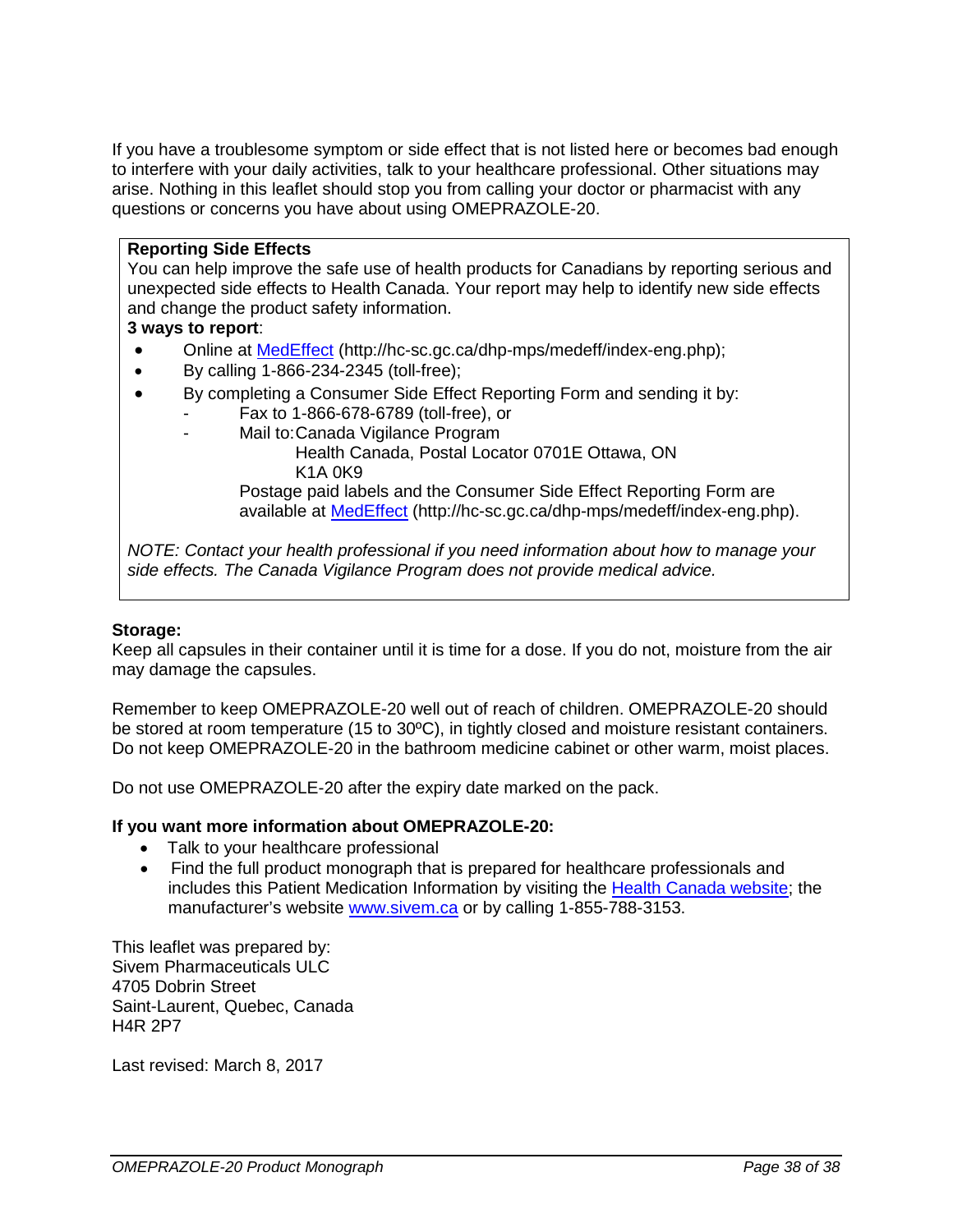If you have a troublesome symptom or side effect that is not listed here or becomes bad enough to interfere with your daily activities, talk to your healthcare professional. Other situations may arise. Nothing in this leaflet should stop you from calling your doctor or pharmacist with any questions or concerns you have about using OMEPRAZOLE-20.

**Reporting Side Effects**

You can help improve the safe use of health products for Canadians by reporting serious and unexpected side effects to Health Canada. Your report may help to identify new side effects and change the product safety information.

**3 ways to report**:

- Online at MedEffect (http://hc-sc.gc.ca/dhp-mps/medeff/index-eng.php);
- By calling 1-866-234-2345 (toll-free);
- By completing a Consumer Side Effect Reporting Form and sending it by:
  - Fax to 1-866-678-6789 (toll-free), or
  - Mail to: Canada Vigilance Program
    Health Canada, Postal Locator 0701E Ottawa, ON
    K1A 0K9

    Postage paid labels and the Consumer Side Effect Reporting Form are available at MedEffect (http://hc-sc.gc.ca/dhp-mps/medeff/index-eng.php).

*NOTE: Contact your health professional if you need information about how to manage your side effects. The Canada Vigilance Program does not provide medical advice.*

**Storage:**

Keep all capsules in their container until it is time for a dose. If you do not, moisture from the air may damage the capsules.

Remember to keep OMEPRAZOLE-20 well out of reach of children. OMEPRAZOLE-20 should be stored at room temperature (15 to 30ºC), in tightly closed and moisture resistant containers. Do not keep OMEPRAZOLE-20 in the bathroom medicine cabinet or other warm, moist places.

Do not use OMEPRAZOLE-20 after the expiry date marked on the pack.

**If you want more information about OMEPRAZOLE-20:**

- Talk to your healthcare professional
- Find the full product monograph that is prepared for healthcare professionals and includes this Patient Medication Information by visiting the Health Canada website; the manufacturer's website www.sivem.ca or by calling 1-855-788-3153.

This leaflet was prepared by:
Sivem Pharmaceuticals ULC
4705 Dobrin Street
Saint-Laurent, Quebec, Canada
H4R 2P7

Last revised: March 8, 2017